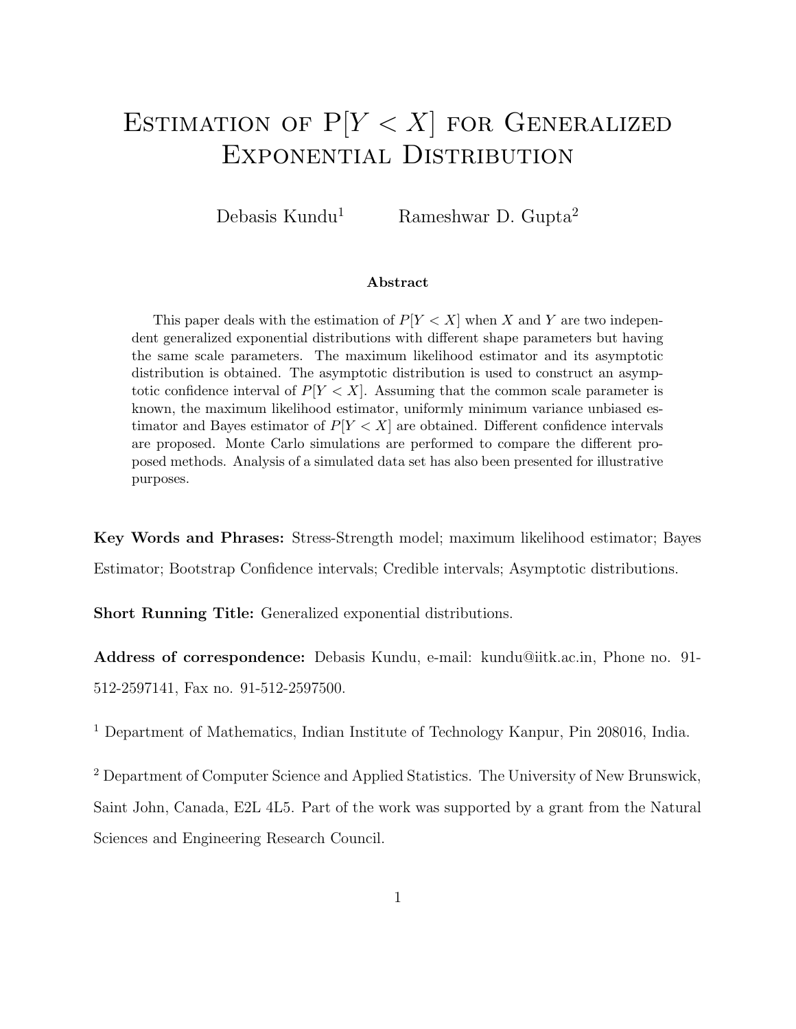# Estimation of P[$Y < X$] for Generalized Exponential Distribution

Debasis Kundu[1] Rameshwar D. Gupta[2]

**Abstract**

This paper deals with the estimation of $P[Y < X]$ when $X$ and $Y$ are two independent generalized exponential distributions with different shape parameters but having the same scale parameters. The maximum likelihood estimator and its asymptotic distribution is obtained. The asymptotic distribution is used to construct an asymptotic confidence interval of $P[Y < X]$. Assuming that the common scale parameter is known, the maximum likelihood estimator, uniformly minimum variance unbiased estimator and Bayes estimator of $P[Y < X]$ are obtained. Different confidence intervals are proposed. Monte Carlo simulations are performed to compare the different proposed methods. Analysis of a simulated data set has also been presented for illustrative purposes.

**Key Words and Phrases:** Stress-Strength model; maximum likelihood estimator; Bayes Estimator; Bootstrap Confidence intervals; Credible intervals; Asymptotic distributions.

**Short Running Title:** Generalized exponential distributions.

**Address of correspondence:** Debasis Kundu, e-mail: kundu@iitk.ac.in, Phone no. 91-512-2597141, Fax no. 91-512-2597500.

[1] Department of Mathematics, Indian Institute of Technology Kanpur, Pin 208016, India.

[2] Department of Computer Science and Applied Statistics. The University of New Brunswick, Saint John, Canada, E2L 4L5. Part of the work was supported by a grant from the Natural Sciences and Engineering Research Council.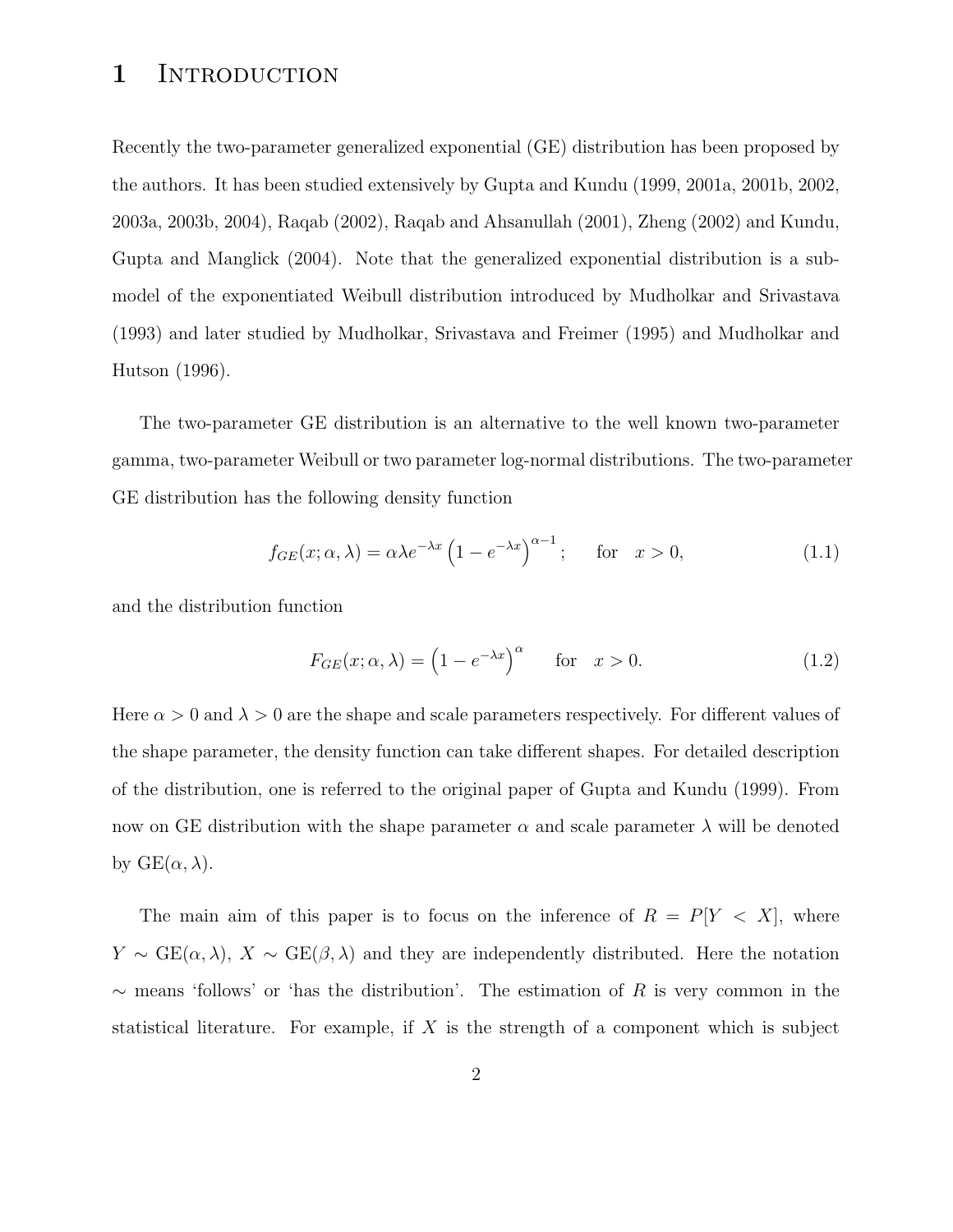# 1 Introduction

Recently the two-parameter generalized exponential (GE) distribution has been proposed by the authors. It has been studied extensively by Gupta and Kundu (1999, 2001a, 2001b, 2002, 2003a, 2003b, 2004), Raqab (2002), Raqab and Ahsanullah (2001), Zheng (2002) and Kundu, Gupta and Manglick (2004). Note that the generalized exponential distribution is a sub-model of the exponentiated Weibull distribution introduced by Mudholkar and Srivastava (1993) and later studied by Mudholkar, Srivastava and Freimer (1995) and Mudholkar and Hutson (1996).

The two-parameter GE distribution is an alternative to the well known two-parameter gamma, two-parameter Weibull or two parameter log-normal distributions. The two-parameter GE distribution has the following density function

$$f_{GE}(x;\alpha,\lambda) = \alpha\lambda e^{-\lambda x}\left(1 - e^{-\lambda x}\right)^{\alpha-1}; \qquad \text{for} \quad x > 0, \tag{1.1}$$

and the distribution function

$$F_{GE}(x;\alpha,\lambda) = \left(1 - e^{-\lambda x}\right)^{\alpha} \qquad \text{for} \quad x > 0. \tag{1.2}$$

Here $\alpha > 0$ and $\lambda > 0$ are the shape and scale parameters respectively. For different values of the shape parameter, the density function can take different shapes. For detailed description of the distribution, one is referred to the original paper of Gupta and Kundu (1999). From now on GE distribution with the shape parameter $\alpha$ and scale parameter $\lambda$ will be denoted by $\text{GE}(\alpha, \lambda)$.

The main aim of this paper is to focus on the inference of $R = P[Y < X]$, where $Y \sim \text{GE}(\alpha, \lambda)$, $X \sim \text{GE}(\beta, \lambda)$ and they are independently distributed. Here the notation $\sim$ means 'follows' or 'has the distribution'. The estimation of $R$ is very common in the statistical literature. For example, if $X$ is the strength of a component which is subject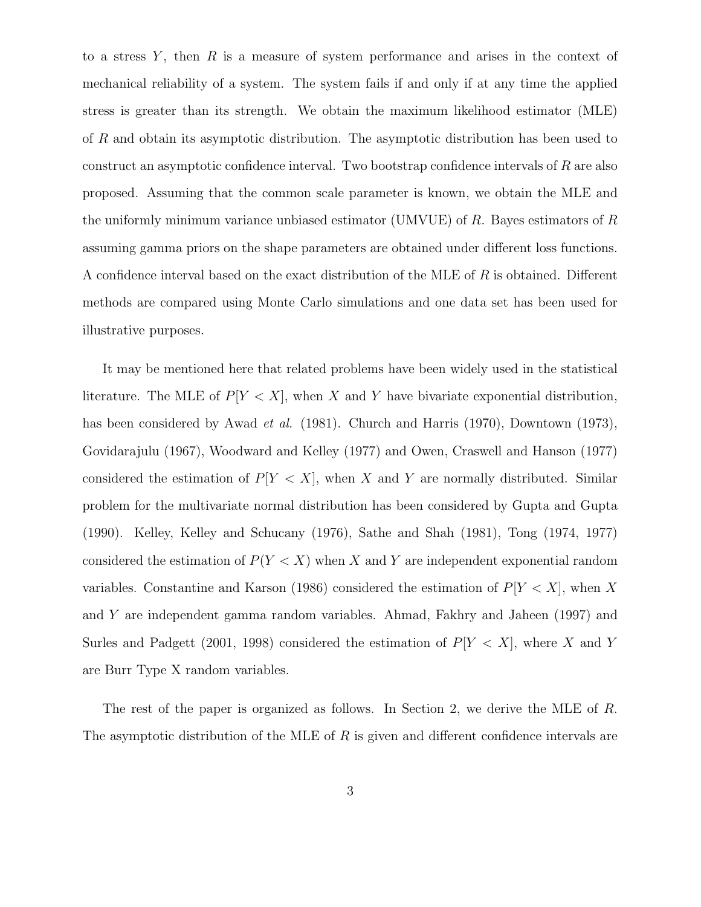to a stress $Y$, then $R$ is a measure of system performance and arises in the context of mechanical reliability of a system. The system fails if and only if at any time the applied stress is greater than its strength. We obtain the maximum likelihood estimator (MLE) of $R$ and obtain its asymptotic distribution. The asymptotic distribution has been used to construct an asymptotic confidence interval. Two bootstrap confidence intervals of $R$ are also proposed. Assuming that the common scale parameter is known, we obtain the MLE and the uniformly minimum variance unbiased estimator (UMVUE) of $R$. Bayes estimators of $R$ assuming gamma priors on the shape parameters are obtained under different loss functions. A confidence interval based on the exact distribution of the MLE of $R$ is obtained. Different methods are compared using Monte Carlo simulations and one data set has been used for illustrative purposes.

It may be mentioned here that related problems have been widely used in the statistical literature. The MLE of $P[Y < X]$, when $X$ and $Y$ have bivariate exponential distribution, has been considered by Awad *et al.* (1981). Church and Harris (1970), Downtown (1973), Govidarajulu (1967), Woodward and Kelley (1977) and Owen, Craswell and Hanson (1977) considered the estimation of $P[Y < X]$, when $X$ and $Y$ are normally distributed. Similar problem for the multivariate normal distribution has been considered by Gupta and Gupta (1990). Kelley, Kelley and Schucany (1976), Sathe and Shah (1981), Tong (1974, 1977) considered the estimation of $P(Y < X)$ when $X$ and $Y$ are independent exponential random variables. Constantine and Karson (1986) considered the estimation of $P[Y < X]$, when $X$ and $Y$ are independent gamma random variables. Ahmad, Fakhry and Jaheen (1997) and Surles and Padgett (2001, 1998) considered the estimation of $P[Y < X]$, where $X$ and $Y$ are Burr Type X random variables.

The rest of the paper is organized as follows. In Section 2, we derive the MLE of $R$. The asymptotic distribution of the MLE of $R$ is given and different confidence intervals are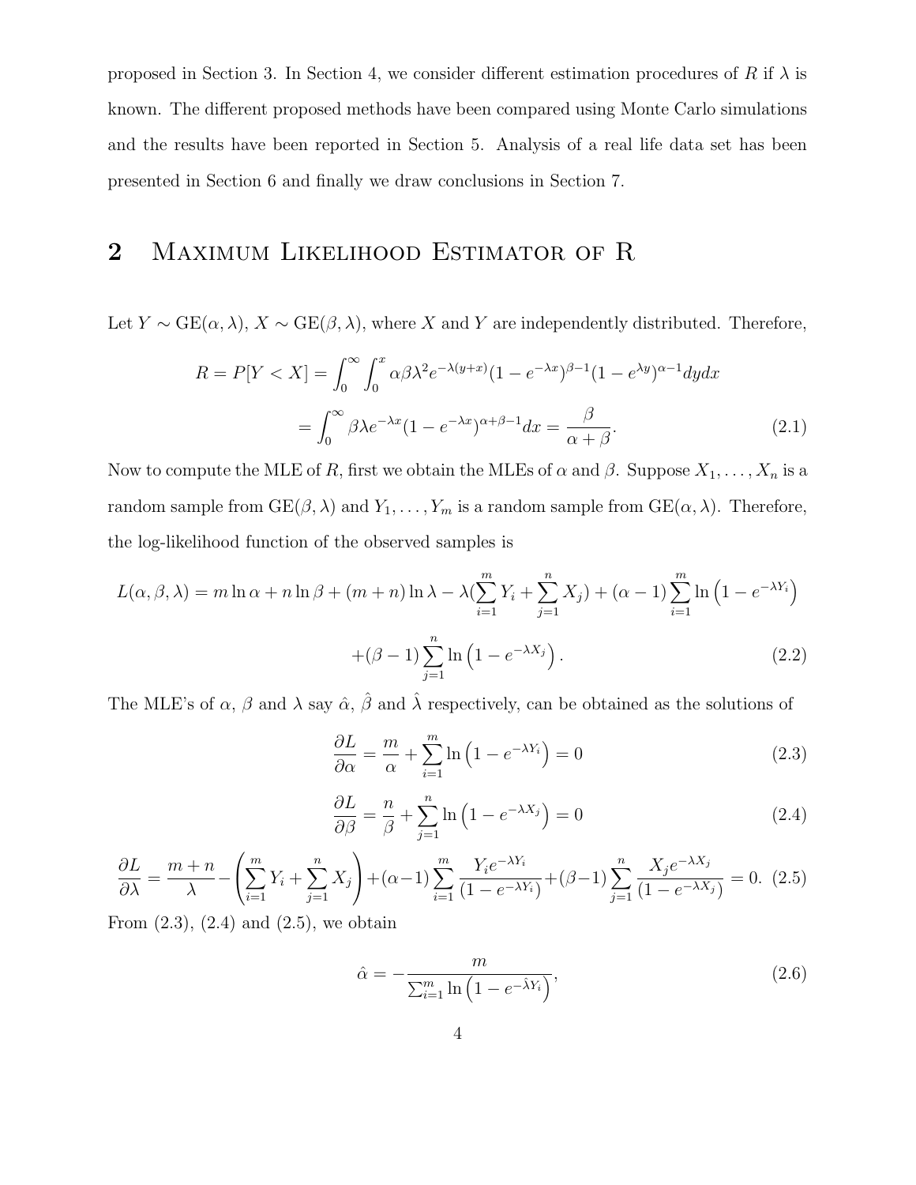proposed in Section 3. In Section 4, we consider different estimation procedures of $R$ if $\lambda$ is known. The different proposed methods have been compared using Monte Carlo simulations and the results have been reported in Section 5. Analysis of a real life data set has been presented in Section 6 and finally we draw conclusions in Section 7.

## 2 Maximum Likelihood Estimator of R

Let $Y \sim \text{GE}(\alpha, \lambda)$, $X \sim \text{GE}(\beta, \lambda)$, where $X$ and $Y$ are independently distributed. Therefore,

$$R = P[Y < X] = \int_0^\infty \int_0^x \alpha\beta\lambda^2 e^{-\lambda(y+x)}(1-e^{-\lambda x})^{\beta-1}(1-e^{\lambda y})^{\alpha-1} dy dx$$

$$= \int_0^\infty \beta\lambda e^{-\lambda x}(1-e^{-\lambda x})^{\alpha+\beta-1} dx = \frac{\beta}{\alpha+\beta}. \tag{2.1}$$

Now to compute the MLE of $R$, first we obtain the MLEs of $\alpha$ and $\beta$. Suppose $X_1, \ldots, X_n$ is a random sample from $\text{GE}(\beta, \lambda)$ and $Y_1, \ldots, Y_m$ is a random sample from $\text{GE}(\alpha, \lambda)$. Therefore, the log-likelihood function of the observed samples is

$$L(\alpha, \beta, \lambda) = m \ln \alpha + n \ln \beta + (m+n) \ln \lambda - \lambda(\sum_{i=1}^m Y_i + \sum_{j=1}^n X_j) + (\alpha - 1) \sum_{i=1}^m \ln\left(1 - e^{-\lambda Y_i}\right)$$

$$+(\beta - 1) \sum_{j=1}^n \ln\left(1 - e^{-\lambda X_j}\right). \tag{2.2}$$

The MLE's of $\alpha$, $\beta$ and $\lambda$ say $\hat{\alpha}$, $\hat{\beta}$ and $\hat{\lambda}$ respectively, can be obtained as the solutions of

$$\frac{\partial L}{\partial \alpha} = \frac{m}{\alpha} + \sum_{i=1}^m \ln\left(1 - e^{-\lambda Y_i}\right) = 0 \tag{2.3}$$

$$\frac{\partial L}{\partial \beta} = \frac{n}{\beta} + \sum_{j=1}^n \ln\left(1 - e^{-\lambda X_j}\right) = 0 \tag{2.4}$$

$$\frac{\partial L}{\partial \lambda} = \frac{m+n}{\lambda} - \left(\sum_{i=1}^m Y_i + \sum_{j=1}^n X_j\right) + (\alpha - 1) \sum_{i=1}^m \frac{Y_i e^{-\lambda Y_i}}{(1 - e^{-\lambda Y_i})} + (\beta - 1) \sum_{j=1}^n \frac{X_j e^{-\lambda X_j}}{(1 - e^{-\lambda X_j})} = 0. \tag{2.5}$$

From (2.3), (2.4) and (2.5), we obtain

$$\hat{\alpha} = -\frac{m}{\sum_{i=1}^m \ln\left(1 - e^{-\hat{\lambda} Y_i}\right)}, \tag{2.6}$$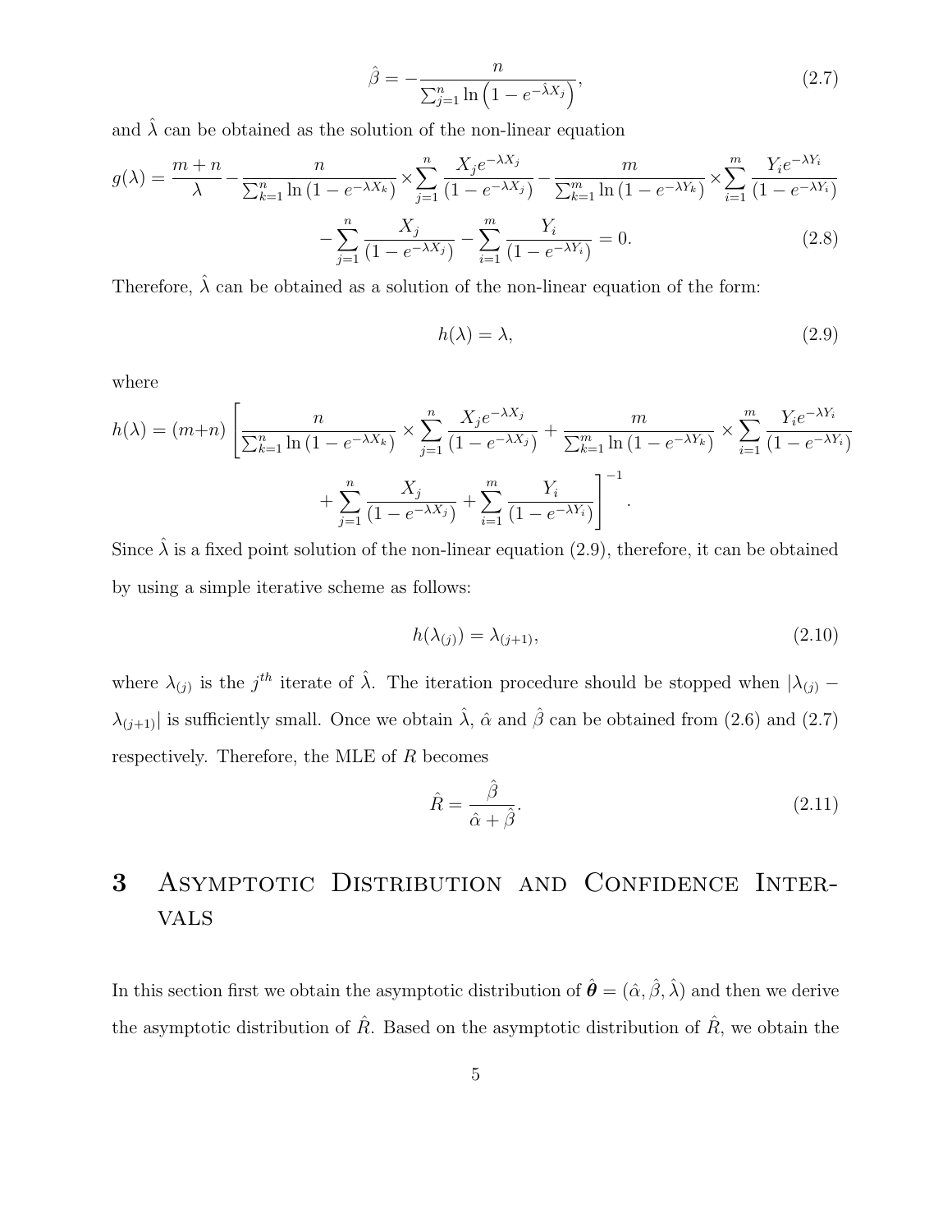$$\hat{\beta} = -\frac{n}{\sum_{j=1}^{n} \ln\left(1 - e^{-\hat{\lambda} X_j}\right)}, \tag{2.7}$$

and $\hat{\lambda}$ can be obtained as the solution of the non-linear equation

$$g(\lambda) = \frac{m+n}{\lambda} - \frac{n}{\sum_{k=1}^{n} \ln\left(1 - e^{-\lambda X_k}\right)} \times \sum_{j=1}^{n} \frac{X_j e^{-\lambda X_j}}{\left(1 - e^{-\lambda X_j}\right)} - \frac{m}{\sum_{k=1}^{m} \ln\left(1 - e^{-\lambda Y_k}\right)} \times \sum_{i=1}^{m} \frac{Y_i e^{-\lambda Y_i}}{\left(1 - e^{-\lambda Y_i}\right)}$$

$$- \sum_{j=1}^{n} \frac{X_j}{\left(1 - e^{-\lambda X_j}\right)} - \sum_{i=1}^{m} \frac{Y_i}{\left(1 - e^{-\lambda Y_i}\right)} = 0. \tag{2.8}$$

Therefore, $\hat{\lambda}$ can be obtained as a solution of the non-linear equation of the form:

$$h(\lambda) = \lambda, \tag{2.9}$$

where

$$h(\lambda) = (m+n)\left[\frac{n}{\sum_{k=1}^{n} \ln\left(1 - e^{-\lambda X_k}\right)} \times \sum_{j=1}^{n} \frac{X_j e^{-\lambda X_j}}{\left(1 - e^{-\lambda X_j}\right)} + \frac{m}{\sum_{k=1}^{m} \ln\left(1 - e^{-\lambda Y_k}\right)} \times \sum_{i=1}^{m} \frac{Y_i e^{-\lambda Y_i}}{\left(1 - e^{-\lambda Y_i}\right)}\right.$$

$$\left. + \sum_{j=1}^{n} \frac{X_j}{\left(1 - e^{-\lambda X_j}\right)} + \sum_{i=1}^{m} \frac{Y_i}{\left(1 - e^{-\lambda Y_i}\right)}\right]^{-1}.$$

Since $\hat{\lambda}$ is a fixed point solution of the non-linear equation (2.9), therefore, it can be obtained by using a simple iterative scheme as follows:

$$h(\lambda_{(j)}) = \lambda_{(j+1)}, \tag{2.10}$$

where $\lambda_{(j)}$ is the $j^{th}$ iterate of $\hat{\lambda}$. The iteration procedure should be stopped when $|\lambda_{(j)} - \lambda_{(j+1)}|$ is sufficiently small. Once we obtain $\hat{\lambda}$, $\hat{\alpha}$ and $\hat{\beta}$ can be obtained from (2.6) and (2.7) respectively. Therefore, the MLE of $R$ becomes

$$\hat{R} = \frac{\hat{\beta}}{\hat{\alpha} + \hat{\beta}}. \tag{2.11}$$

# 3 Asymptotic Distribution and Confidence Intervals

In this section first we obtain the asymptotic distribution of $\hat{\boldsymbol{\theta}} = (\hat{\alpha}, \hat{\beta}, \hat{\lambda})$ and then we derive the asymptotic distribution of $\hat{R}$. Based on the asymptotic distribution of $\hat{R}$, we obtain the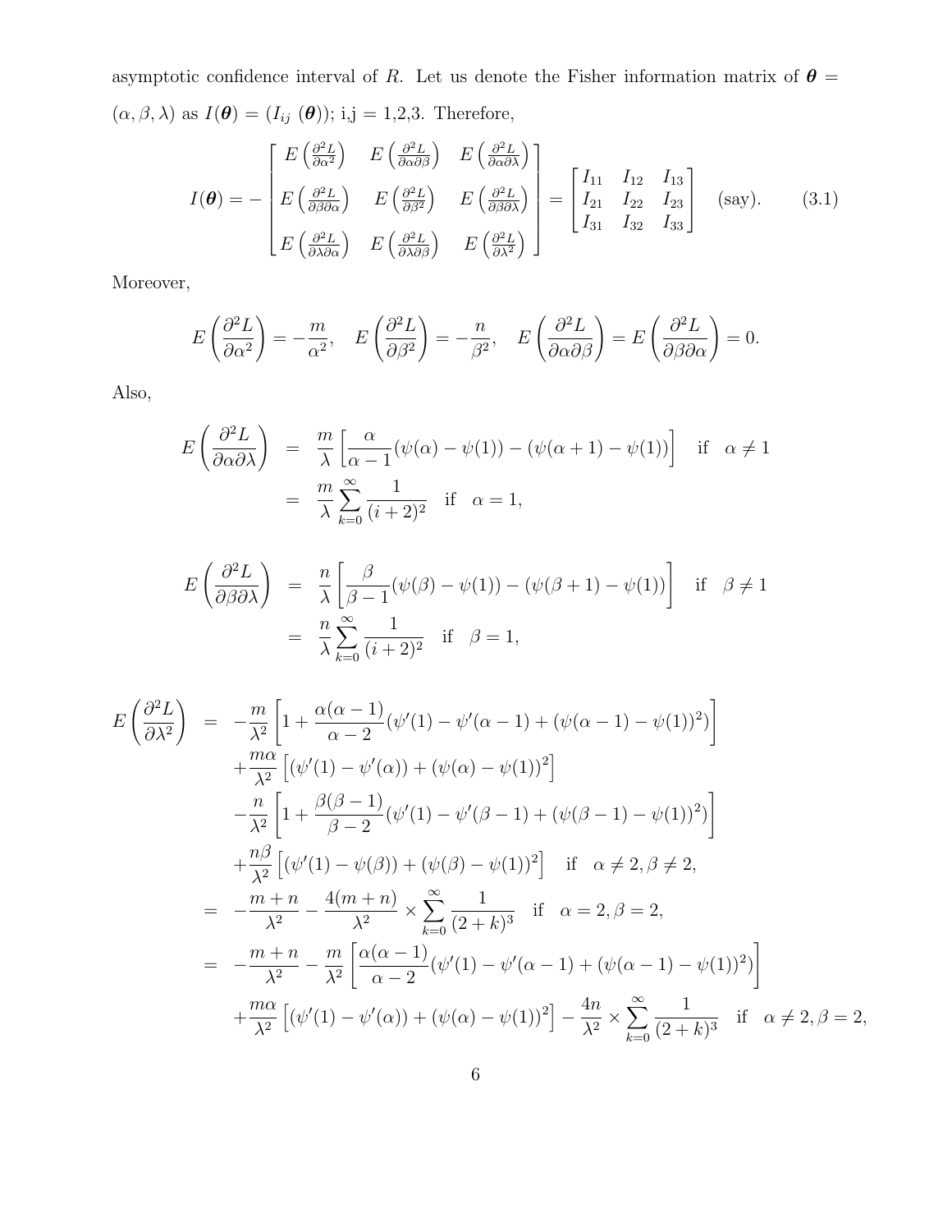asymptotic confidence interval of $R$. Let us denote the Fisher information matrix of $\boldsymbol{\theta} = (\alpha, \beta, \lambda)$ as $I(\boldsymbol{\theta}) = (I_{ij}\ (\boldsymbol{\theta}))$; i,j = 1,2,3. Therefore,

$$I(\boldsymbol{\theta}) = -\begin{bmatrix} E\left(\frac{\partial^2 L}{\partial \alpha^2}\right) & E\left(\frac{\partial^2 L}{\partial \alpha \partial \beta}\right) & E\left(\frac{\partial^2 L}{\partial \alpha \partial \lambda}\right) \\ E\left(\frac{\partial^2 L}{\partial \beta \partial \alpha}\right) & E\left(\frac{\partial^2 L}{\partial \beta^2}\right) & E\left(\frac{\partial^2 L}{\partial \beta \partial \lambda}\right) \\ E\left(\frac{\partial^2 L}{\partial \lambda \partial \alpha}\right) & E\left(\frac{\partial^2 L}{\partial \lambda \partial \beta}\right) & E\left(\frac{\partial^2 L}{\partial \lambda^2}\right) \end{bmatrix} = \begin{bmatrix} I_{11} & I_{12} & I_{13} \\ I_{21} & I_{22} & I_{23} \\ I_{31} & I_{32} & I_{33} \end{bmatrix} \quad \text{(say).} \tag{3.1}$$

Moreover,

$$E\left(\frac{\partial^2 L}{\partial \alpha^2}\right) = -\frac{m}{\alpha^2}, \quad E\left(\frac{\partial^2 L}{\partial \beta^2}\right) = -\frac{n}{\beta^2}, \quad E\left(\frac{\partial^2 L}{\partial \alpha \partial \beta}\right) = E\left(\frac{\partial^2 L}{\partial \beta \partial \alpha}\right) = 0.$$

Also,

$$\begin{aligned} E\left(\frac{\partial^2 L}{\partial \alpha \partial \lambda}\right) &= \frac{m}{\lambda}\left[\frac{\alpha}{\alpha-1}(\psi(\alpha)-\psi(1)) - (\psi(\alpha+1)-\psi(1))\right] \quad \text{if} \quad \alpha \neq 1 \\ &= \frac{m}{\lambda}\sum_{k=0}^{\infty}\frac{1}{(i+2)^2} \quad \text{if} \quad \alpha = 1, \end{aligned}$$

$$\begin{aligned} E\left(\frac{\partial^2 L}{\partial \beta \partial \lambda}\right) &= \frac{n}{\lambda}\left[\frac{\beta}{\beta-1}(\psi(\beta)-\psi(1)) - (\psi(\beta+1)-\psi(1))\right] \quad \text{if} \quad \beta \neq 1 \\ &= \frac{n}{\lambda}\sum_{k=0}^{\infty}\frac{1}{(i+2)^2} \quad \text{if} \quad \beta = 1, \end{aligned}$$

$$\begin{aligned} E\left(\frac{\partial^2 L}{\partial \lambda^2}\right) &= -\frac{m}{\lambda^2}\left[1 + \frac{\alpha(\alpha-1)}{\alpha-2}(\psi'(1)-\psi'(\alpha-1)+(\psi(\alpha-1)-\psi(1))^2)\right] \\ &\quad + \frac{m\alpha}{\lambda^2}\left[(\psi'(1)-\psi'(\alpha)) + (\psi(\alpha)-\psi(1))^2\right] \\ &\quad - \frac{n}{\lambda^2}\left[1 + \frac{\beta(\beta-1)}{\beta-2}(\psi'(1)-\psi'(\beta-1)+(\psi(\beta-1)-\psi(1))^2)\right] \\ &\quad + \frac{n\beta}{\lambda^2}\left[(\psi'(1)-\psi(\beta)) + (\psi(\beta)-\psi(1))^2\right] \quad \text{if} \quad \alpha \neq 2, \beta \neq 2, \\ &= -\frac{m+n}{\lambda^2} - \frac{4(m+n)}{\lambda^2} \times \sum_{k=0}^{\infty}\frac{1}{(2+k)^3} \quad \text{if} \quad \alpha = 2, \beta = 2, \\ &= -\frac{m+n}{\lambda^2} - \frac{m}{\lambda^2}\left[\frac{\alpha(\alpha-1)}{\alpha-2}(\psi'(1)-\psi'(\alpha-1)+(\psi(\alpha-1)-\psi(1))^2)\right] \\ &\quad + \frac{m\alpha}{\lambda^2}\left[(\psi'(1)-\psi'(\alpha)) + (\psi(\alpha)-\psi(1))^2\right] - \frac{4n}{\lambda^2} \times \sum_{k=0}^{\infty}\frac{1}{(2+k)^3} \quad \text{if} \quad \alpha \neq 2, \beta = 2, \end{aligned}$$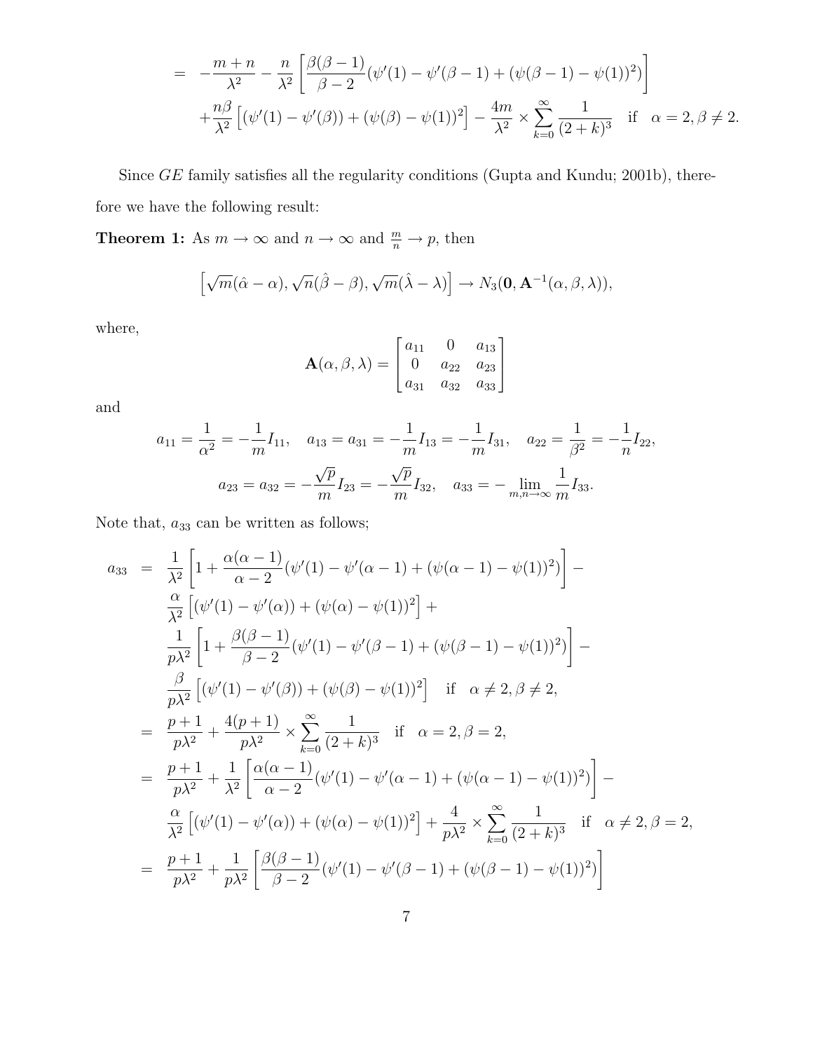$$
\begin{aligned}
= & -\frac{m+n}{\lambda^2} - \frac{n}{\lambda^2}\left[\frac{\beta(\beta-1)}{\beta-2}(\psi'(1) - \psi'(\beta-1) + (\psi(\beta-1) - \psi(1))^2)\right] \\
& + \frac{n\beta}{\lambda^2}\left[(\psi'(1) - \psi'(\beta)) + (\psi(\beta) - \psi(1))^2\right] - \frac{4m}{\lambda^2} \times \sum_{k=0}^{\infty} \frac{1}{(2+k)^3} \quad \text{if} \quad \alpha = 2, \beta \neq 2.
\end{aligned}
$$

Since $GE$ family satisfies all the regularity conditions (Gupta and Kundu; 2001b), therefore we have the following result:

**Theorem 1:** As $m \to \infty$ and $n \to \infty$ and $\frac{m}{n} \to p$, then

$$
\left[\sqrt{m}(\hat{\alpha} - \alpha), \sqrt{n}(\hat{\beta} - \beta), \sqrt{m}(\hat{\lambda} - \lambda)\right] \to N_3(\mathbf{0}, \mathbf{A}^{-1}(\alpha, \beta, \lambda)),
$$

where,

$$
\mathbf{A}(\alpha, \beta, \lambda) = \begin{bmatrix} a_{11} & 0 & a_{13} \\ 0 & a_{22} & a_{23} \\ a_{31} & a_{32} & a_{33} \end{bmatrix}
$$

and

$$
a_{11} = \frac{1}{\alpha^2} = -\frac{1}{m} I_{11}, \quad a_{13} = a_{31} = -\frac{1}{m} I_{13} = -\frac{1}{m} I_{31}, \quad a_{22} = \frac{1}{\beta^2} = -\frac{1}{n} I_{22},
$$

$$
a_{23} = a_{32} = -\frac{\sqrt{p}}{m} I_{23} = -\frac{\sqrt{p}}{m} I_{32}, \quad a_{33} = -\lim_{m,n \to \infty} \frac{1}{m} I_{33}.
$$

Note that, $a_{33}$ can be written as follows;

$$
\begin{aligned}
a_{33} = & \frac{1}{\lambda^2}\left[1 + \frac{\alpha(\alpha-1)}{\alpha-2}(\psi'(1) - \psi'(\alpha-1) + (\psi(\alpha-1) - \psi(1))^2)\right] - \\
& \frac{\alpha}{\lambda^2}\left[(\psi'(1) - \psi'(\alpha)) + (\psi(\alpha) - \psi(1))^2\right] + \\
& \frac{1}{p\lambda^2}\left[1 + \frac{\beta(\beta-1)}{\beta-2}(\psi'(1) - \psi'(\beta-1) + (\psi(\beta-1) - \psi(1))^2)\right] - \\
& \frac{\beta}{p\lambda^2}\left[(\psi'(1) - \psi'(\beta)) + (\psi(\beta) - \psi(1))^2\right] \quad \text{if} \quad \alpha \neq 2, \beta \neq 2, \\
= & \frac{p+1}{p\lambda^2} + \frac{4(p+1)}{p\lambda^2} \times \sum_{k=0}^{\infty} \frac{1}{(2+k)^3} \quad \text{if} \quad \alpha = 2, \beta = 2, \\
= & \frac{p+1}{p\lambda^2} + \frac{1}{\lambda^2}\left[\frac{\alpha(\alpha-1)}{\alpha-2}(\psi'(1) - \psi'(\alpha-1) + (\psi(\alpha-1) - \psi(1))^2)\right] - \\
& \frac{\alpha}{\lambda^2}\left[(\psi'(1) - \psi'(\alpha)) + (\psi(\alpha) - \psi(1))^2\right] + \frac{4}{p\lambda^2} \times \sum_{k=0}^{\infty} \frac{1}{(2+k)^3} \quad \text{if} \quad \alpha \neq 2, \beta = 2, \\
= & \frac{p+1}{p\lambda^2} + \frac{1}{p\lambda^2}\left[\frac{\beta(\beta-1)}{\beta-2}(\psi'(1) - \psi'(\beta-1) + (\psi(\beta-1) - \psi(1))^2)\right]
\end{aligned}
$$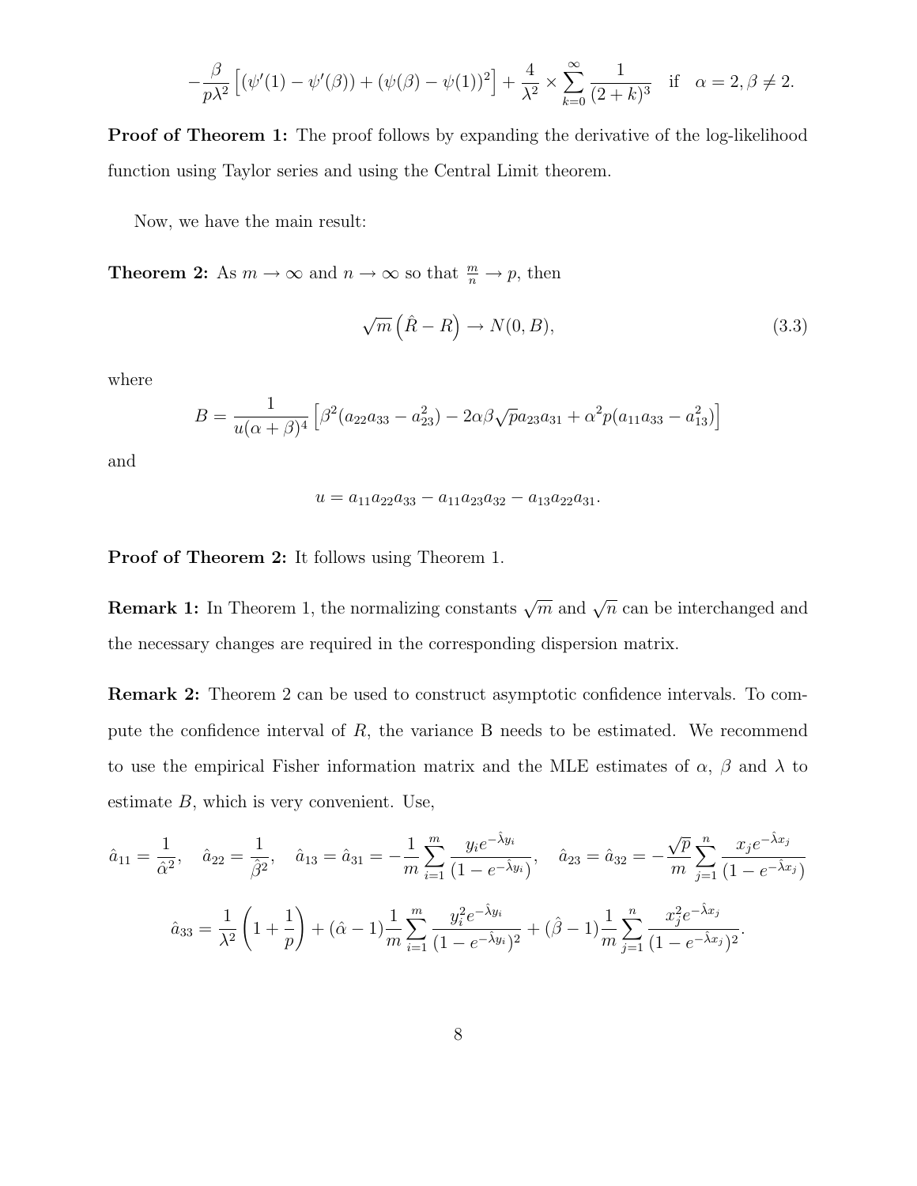$$-\frac{\beta}{p\lambda^2}\left[(\psi'(1)-\psi'(\beta))+(\psi(\beta)-\psi(1))^2\right]+\frac{4}{\lambda^2}\times\sum_{k=0}^{\infty}\frac{1}{(2+k)^3} \quad \text{if} \quad \alpha=2, \beta\neq 2.$$

**Proof of Theorem 1:** The proof follows by expanding the derivative of the log-likelihood function using Taylor series and using the Central Limit theorem.

Now, we have the main result:

**Theorem 2:** As $m \to \infty$ and $n \to \infty$ so that $\frac{m}{n} \to p$, then

$$\sqrt{m}\left(\hat{R}-R\right) \to N(0,B), \tag{3.3}$$

where

$$B=\frac{1}{u(\alpha+\beta)^4}\left[\beta^2(a_{22}a_{33}-a_{23}^2)-2\alpha\beta\sqrt{p}a_{23}a_{31}+\alpha^2 p(a_{11}a_{33}-a_{13}^2)\right]$$

and

$$u=a_{11}a_{22}a_{33}-a_{11}a_{23}a_{32}-a_{13}a_{22}a_{31}.$$

**Proof of Theorem 2:** It follows using Theorem 1.

**Remark 1:** In Theorem 1, the normalizing constants $\sqrt{m}$ and $\sqrt{n}$ can be interchanged and the necessary changes are required in the corresponding dispersion matrix.

**Remark 2:** Theorem 2 can be used to construct asymptotic confidence intervals. To compute the confidence interval of $R$, the variance B needs to be estimated. We recommend to use the empirical Fisher information matrix and the MLE estimates of $\alpha$, $\beta$ and $\lambda$ to estimate $B$, which is very convenient. Use,

$$\hat{a}_{11}=\frac{1}{\hat{\alpha}^2}, \quad \hat{a}_{22}=\frac{1}{\hat{\beta}^2}, \quad \hat{a}_{13}=\hat{a}_{31}=-\frac{1}{m}\sum_{i=1}^{m}\frac{y_i e^{-\hat{\lambda}y_i}}{(1-e^{-\hat{\lambda}y_i})}, \quad \hat{a}_{23}=\hat{a}_{32}=-\frac{\sqrt{p}}{m}\sum_{j=1}^{n}\frac{x_j e^{-\hat{\lambda}x_j}}{(1-e^{-\hat{\lambda}x_j})}$$

$$\hat{a}_{33}=\frac{1}{\lambda^2}\left(1+\frac{1}{p}\right)+(\hat{\alpha}-1)\frac{1}{m}\sum_{i=1}^{m}\frac{y_i^2 e^{-\hat{\lambda}y_i}}{(1-e^{-\hat{\lambda}y_i})^2}+(\hat{\beta}-1)\frac{1}{m}\sum_{j=1}^{n}\frac{x_j^2 e^{-\hat{\lambda}x_j}}{(1-e^{-\hat{\lambda}x_j})^2}.$$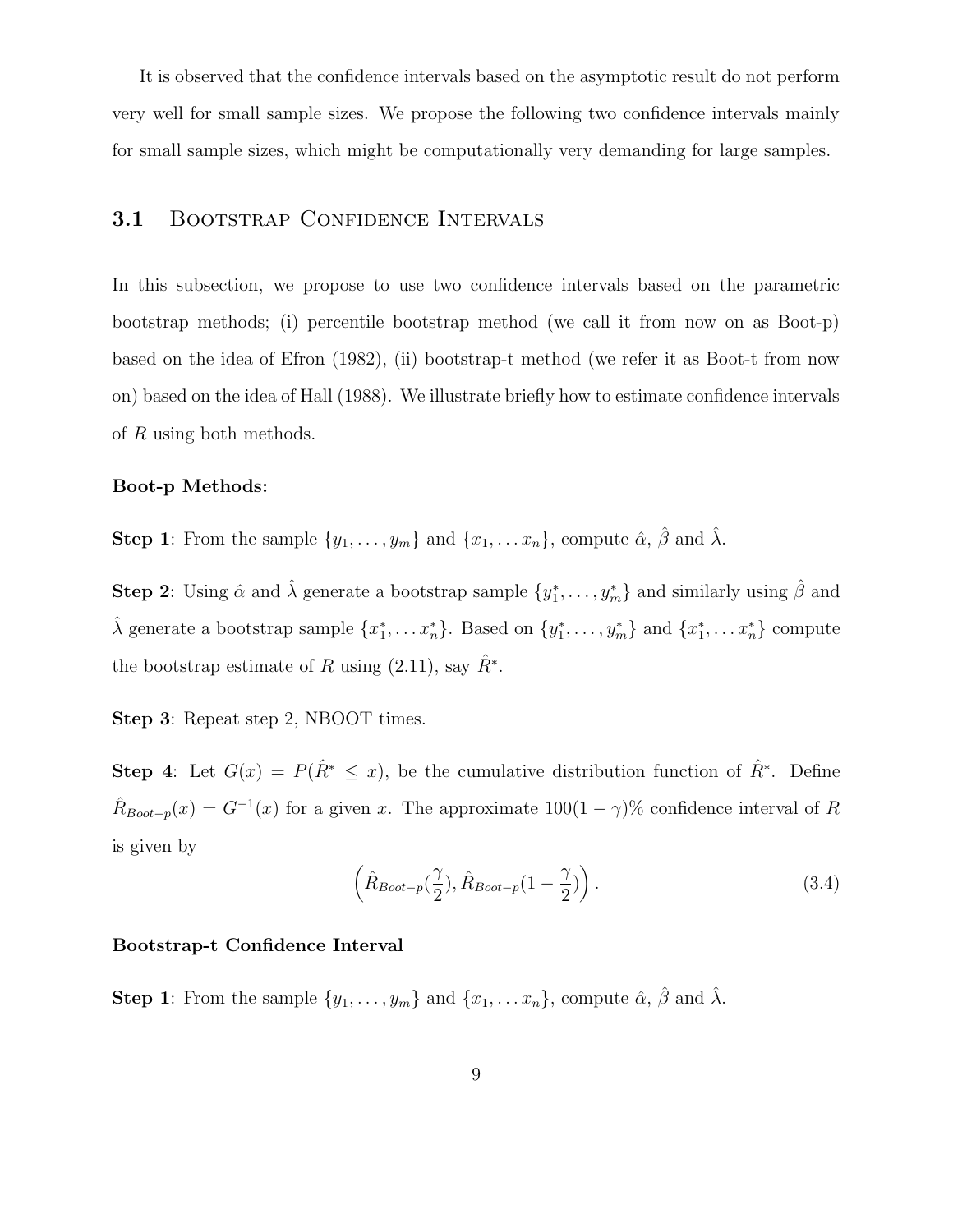It is observed that the confidence intervals based on the asymptotic result do not perform very well for small sample sizes. We propose the following two confidence intervals mainly for small sample sizes, which might be computationally very demanding for large samples.

### 3.1 Bootstrap Confidence Intervals

In this subsection, we propose to use two confidence intervals based on the parametric bootstrap methods; (i) percentile bootstrap method (we call it from now on as Boot-p) based on the idea of Efron (1982), (ii) bootstrap-t method (we refer it as Boot-t from now on) based on the idea of Hall (1988). We illustrate briefly how to estimate confidence intervals of $R$ using both methods.

**Boot-p Methods:**

**Step 1**: From the sample $\{y_1, \ldots, y_m\}$ and $\{x_1, \ldots x_n\}$, compute $\hat{\alpha}$, $\hat{\beta}$ and $\hat{\lambda}$.

**Step 2**: Using $\hat{\alpha}$ and $\hat{\lambda}$ generate a bootstrap sample $\{y_1^*, \ldots, y_m^*\}$ and similarly using $\hat{\beta}$ and $\hat{\lambda}$ generate a bootstrap sample $\{x_1^*, \ldots x_n^*\}$. Based on $\{y_1^*, \ldots, y_m^*\}$ and $\{x_1^*, \ldots x_n^*\}$ compute the bootstrap estimate of $R$ using (2.11), say $\hat{R}^*$.

**Step 3**: Repeat step 2, NBOOT times.

**Step 4**: Let $G(x) = P(\hat{R}^* \leq x)$, be the cumulative distribution function of $\hat{R}^*$. Define $\hat{R}_{Boot-p}(x) = G^{-1}(x)$ for a given $x$. The approximate $100(1-\gamma)\%$ confidence interval of $R$ is given by

$$\left( \hat{R}_{Boot-p}(\frac{\gamma}{2}), \hat{R}_{Boot-p}(1 - \frac{\gamma}{2}) \right). \tag{3.4}$$

**Bootstrap-t Confidence Interval**

**Step 1**: From the sample $\{y_1, \ldots, y_m\}$ and $\{x_1, \ldots x_n\}$, compute $\hat{\alpha}$, $\hat{\beta}$ and $\hat{\lambda}$.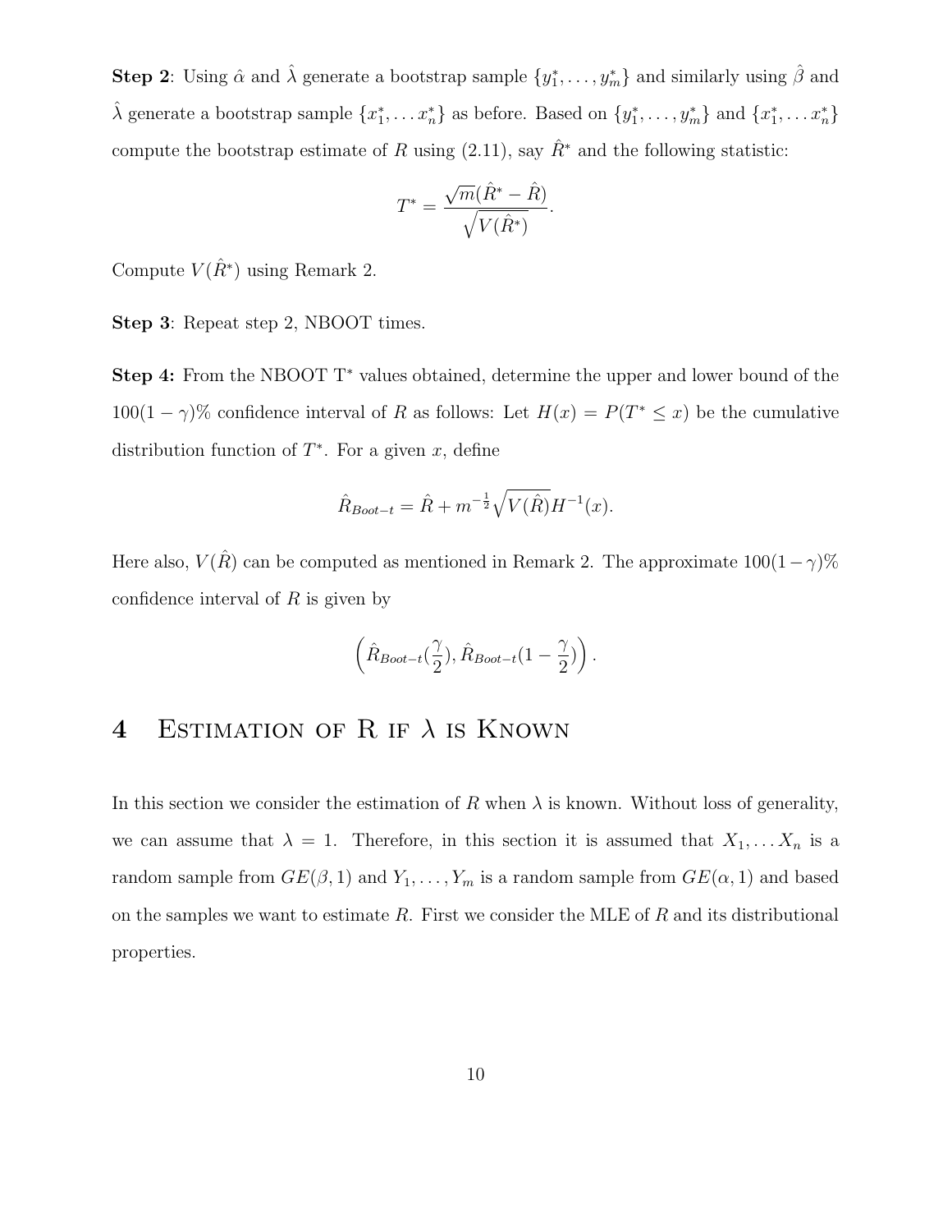**Step 2**: Using $\hat{\alpha}$ and $\hat{\lambda}$ generate a bootstrap sample $\{y_1^*, \ldots, y_m^*\}$ and similarly using $\hat{\beta}$ and $\hat{\lambda}$ generate a bootstrap sample $\{x_1^*, \ldots x_n^*\}$ as before. Based on $\{y_1^*, \ldots, y_m^*\}$ and $\{x_1^*, \ldots x_n^*\}$ compute the bootstrap estimate of $R$ using (2.11), say $\hat{R}^*$ and the following statistic:

$$T^* = \frac{\sqrt{m}(\hat{R}^* - \hat{R})}{\sqrt{V(\hat{R}^*)}}.$$

Compute $V(\hat{R}^*)$ using Remark 2.

**Step 3**: Repeat step 2, NBOOT times.

**Step 4:** From the NBOOT $T^*$ values obtained, determine the upper and lower bound of the $100(1-\gamma)\%$ confidence interval of $R$ as follows: Let $H(x) = P(T^* \leq x)$ be the cumulative distribution function of $T^*$. For a given $x$, define

$$\hat{R}_{Boot-t} = \hat{R} + m^{-\frac{1}{2}}\sqrt{V(\hat{R})}H^{-1}(x).$$

Here also, $V(\hat{R})$ can be computed as mentioned in Remark 2. The approximate $100(1-\gamma)\%$ confidence interval of $R$ is given by

$$\left(\hat{R}_{Boot-t}(\frac{\gamma}{2}), \hat{R}_{Boot-t}(1-\frac{\gamma}{2})\right).$$

# 4 Estimation of R if $\lambda$ is Known

In this section we consider the estimation of $R$ when $\lambda$ is known. Without loss of generality, we can assume that $\lambda = 1$. Therefore, in this section it is assumed that $X_1, \ldots X_n$ is a random sample from $GE(\beta, 1)$ and $Y_1, \ldots, Y_m$ is a random sample from $GE(\alpha, 1)$ and based on the samples we want to estimate $R$. First we consider the MLE of $R$ and its distributional properties.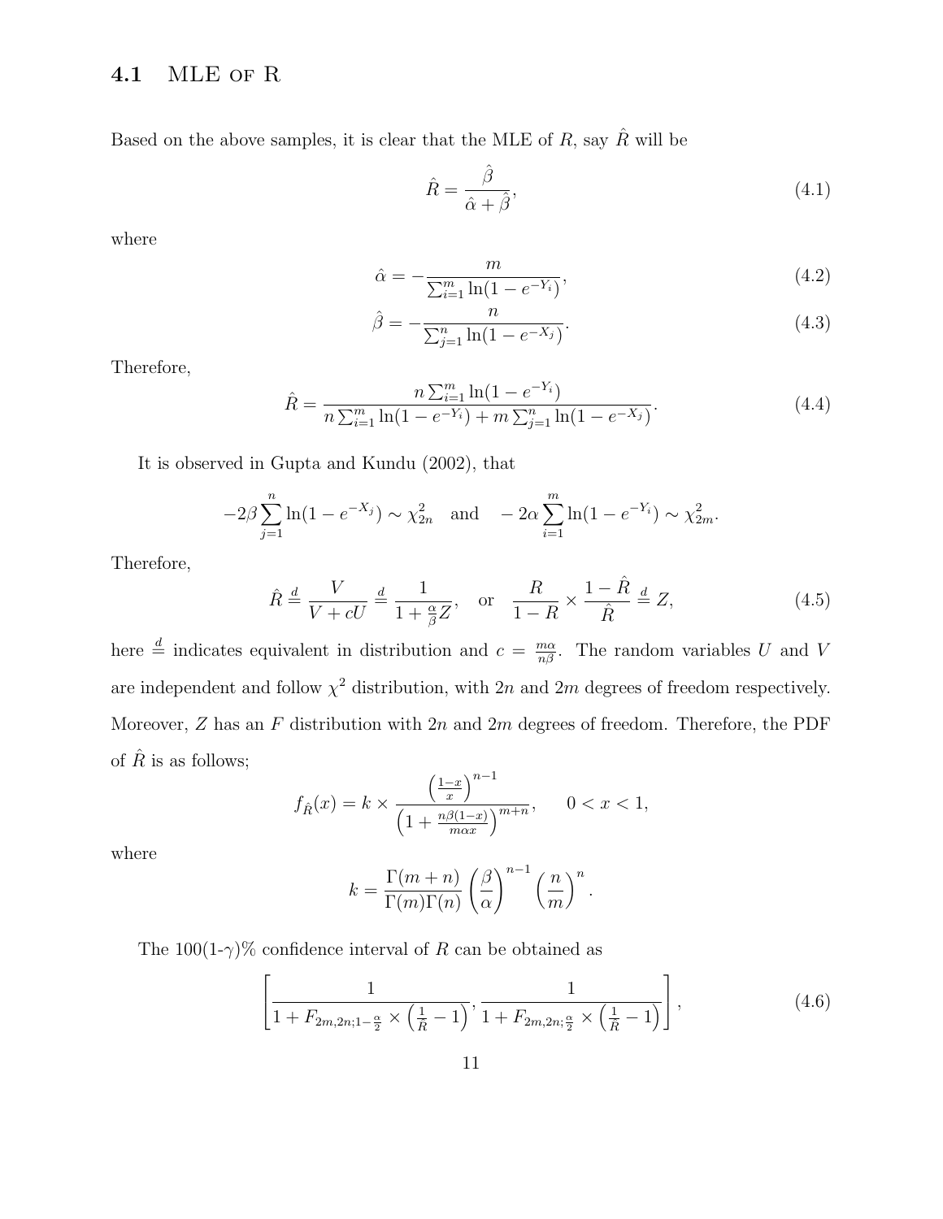## 4.1 MLE of R

Based on the above samples, it is clear that the MLE of $R$, say $\hat{R}$ will be

$$\hat{R} = \frac{\hat{\beta}}{\hat{\alpha} + \hat{\beta}}, \tag{4.1}$$

where

$$\hat{\alpha} = -\frac{m}{\sum_{i=1}^{m} \ln(1 - e^{-Y_i})}, \tag{4.2}$$

$$\hat{\beta} = -\frac{n}{\sum_{j=1}^{n} \ln(1 - e^{-X_j})}. \tag{4.3}$$

Therefore,

$$\hat{R} = \frac{n \sum_{i=1}^{m} \ln(1 - e^{-Y_i})}{n \sum_{i=1}^{m} \ln(1 - e^{-Y_i}) + m \sum_{j=1}^{n} \ln(1 - e^{-X_j})}. \tag{4.4}$$

It is observed in Gupta and Kundu (2002), that

$$-2\beta \sum_{j=1}^{n} \ln(1 - e^{-X_j}) \sim \chi^2_{2n} \quad \text{and} \quad -2\alpha \sum_{i=1}^{m} \ln(1 - e^{-Y_i}) \sim \chi^2_{2m}.$$

Therefore,

$$\hat{R} \overset{d}{=} \frac{V}{V + cU} \overset{d}{=} \frac{1}{1 + \frac{\alpha}{\beta} Z}, \quad \text{or} \quad \frac{R}{1 - R} \times \frac{1 - \hat{R}}{\hat{R}} \overset{d}{=} Z, \tag{4.5}$$

here $\overset{d}{=}$ indicates equivalent in distribution and $c = \frac{m\alpha}{n\beta}$. The random variables $U$ and $V$ are independent and follow $\chi^2$ distribution, with $2n$ and $2m$ degrees of freedom respectively. Moreover, $Z$ has an $F$ distribution with $2n$ and $2m$ degrees of freedom. Therefore, the PDF of $\hat{R}$ is as follows;

$$f_{\hat{R}}(x) = k \times \frac{\left(\frac{1-x}{x}\right)^{n-1}}{\left(1 + \frac{n\beta(1-x)}{m\alpha x}\right)^{m+n}}, \qquad 0 < x < 1,$$

where

$$k = \frac{\Gamma(m+n)}{\Gamma(m)\Gamma(n)} \left(\frac{\beta}{\alpha}\right)^{n-1} \left(\frac{n}{m}\right)^{n}.$$

The 100(1-$\gamma$)% confidence interval of $R$ can be obtained as

$$\left[ \frac{1}{1 + F_{2m,2n;1-\frac{\alpha}{2}} \times \left(\frac{1}{\hat{R}} - 1\right)}, \frac{1}{1 + F_{2m,2n;\frac{\alpha}{2}} \times \left(\frac{1}{\hat{R}} - 1\right)} \right], \tag{4.6}$$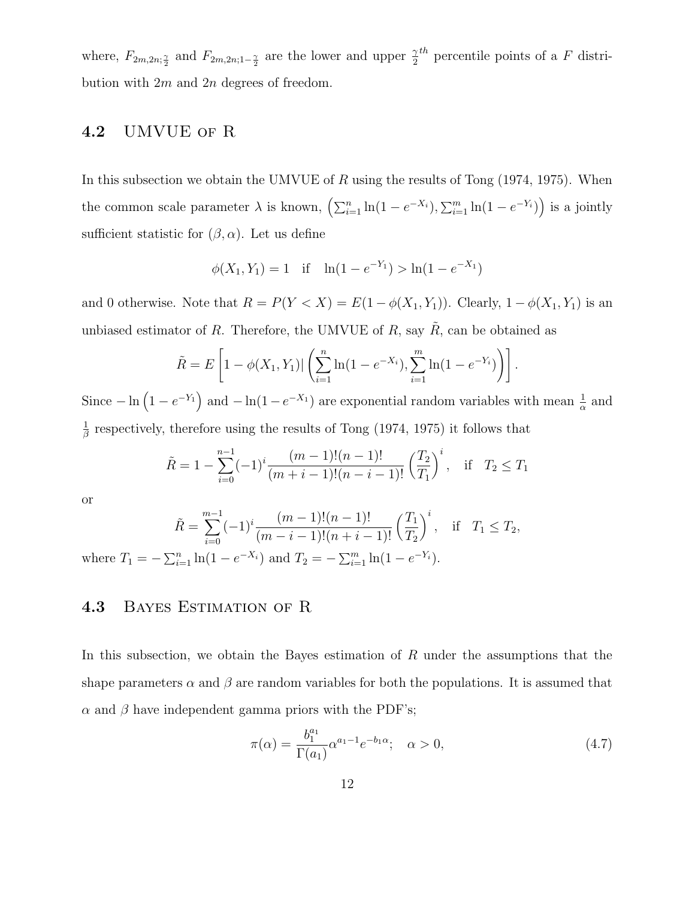where, $F_{2m,2n;\frac{\gamma}{2}}$ and $F_{2m,2n;1-\frac{\gamma}{2}}$ are the lower and upper $\frac{\gamma}{2}^{th}$ percentile points of a $F$ distribution with $2m$ and $2n$ degrees of freedom.

## 4.2 UMVUE of R

In this subsection we obtain the UMVUE of $R$ using the results of Tong (1974, 1975). When the common scale parameter $\lambda$ is known, $\left(\sum_{i=1}^{n} \ln(1-e^{-X_i}), \sum_{i=1}^{m} \ln(1-e^{-Y_i})\right)$ is a jointly sufficient statistic for $(\beta, \alpha)$. Let us define

$$\phi(X_1, Y_1) = 1 \quad \text{if} \quad \ln(1-e^{-Y_1}) > \ln(1-e^{-X_1})$$

and 0 otherwise. Note that $R = P(Y < X) = E(1-\phi(X_1, Y_1))$. Clearly, $1-\phi(X_1, Y_1)$ is an unbiased estimator of $R$. Therefore, the UMVUE of $R$, say $\tilde{R}$, can be obtained as

$$\tilde{R} = E\left[1-\phi(X_1, Y_1) | \left(\sum_{i=1}^{n} \ln(1-e^{-X_i}), \sum_{i=1}^{m} \ln(1-e^{-Y_i})\right)\right].$$

Since $-\ln\left(1-e^{-Y_1}\right)$ and $-\ln(1-e^{-X_1})$ are exponential random variables with mean $\frac{1}{\alpha}$ and $\frac{1}{\beta}$ respectively, therefore using the results of Tong (1974, 1975) it follows that

$$\tilde{R} = 1 - \sum_{i=0}^{n-1} (-1)^i \frac{(m-1)!(n-1)!}{(m+i-1)!(n-i-1)!} \left(\frac{T_2}{T_1}\right)^i, \quad \text{if} \quad T_2 \leq T_1$$

or

$$\tilde{R} = \sum_{i=0}^{m-1} (-1)^i \frac{(m-1)!(n-1)!}{(m-i-1)!(n+i-1)!} \left(\frac{T_1}{T_2}\right)^i, \quad \text{if} \quad T_1 \leq T_2,$$

where $T_1 = -\sum_{i=1}^{n} \ln(1-e^{-X_i})$ and $T_2 = -\sum_{i=1}^{m} \ln(1-e^{-Y_i})$.

## 4.3 Bayes Estimation of R

In this subsection, we obtain the Bayes estimation of $R$ under the assumptions that the shape parameters $\alpha$ and $\beta$ are random variables for both the populations. It is assumed that $\alpha$ and $\beta$ have independent gamma priors with the PDF's;

$$\pi(\alpha) = \frac{b_1^{a_1}}{\Gamma(a_1)} \alpha^{a_1-1} e^{-b_1 \alpha}; \quad \alpha > 0, \tag{4.7}$$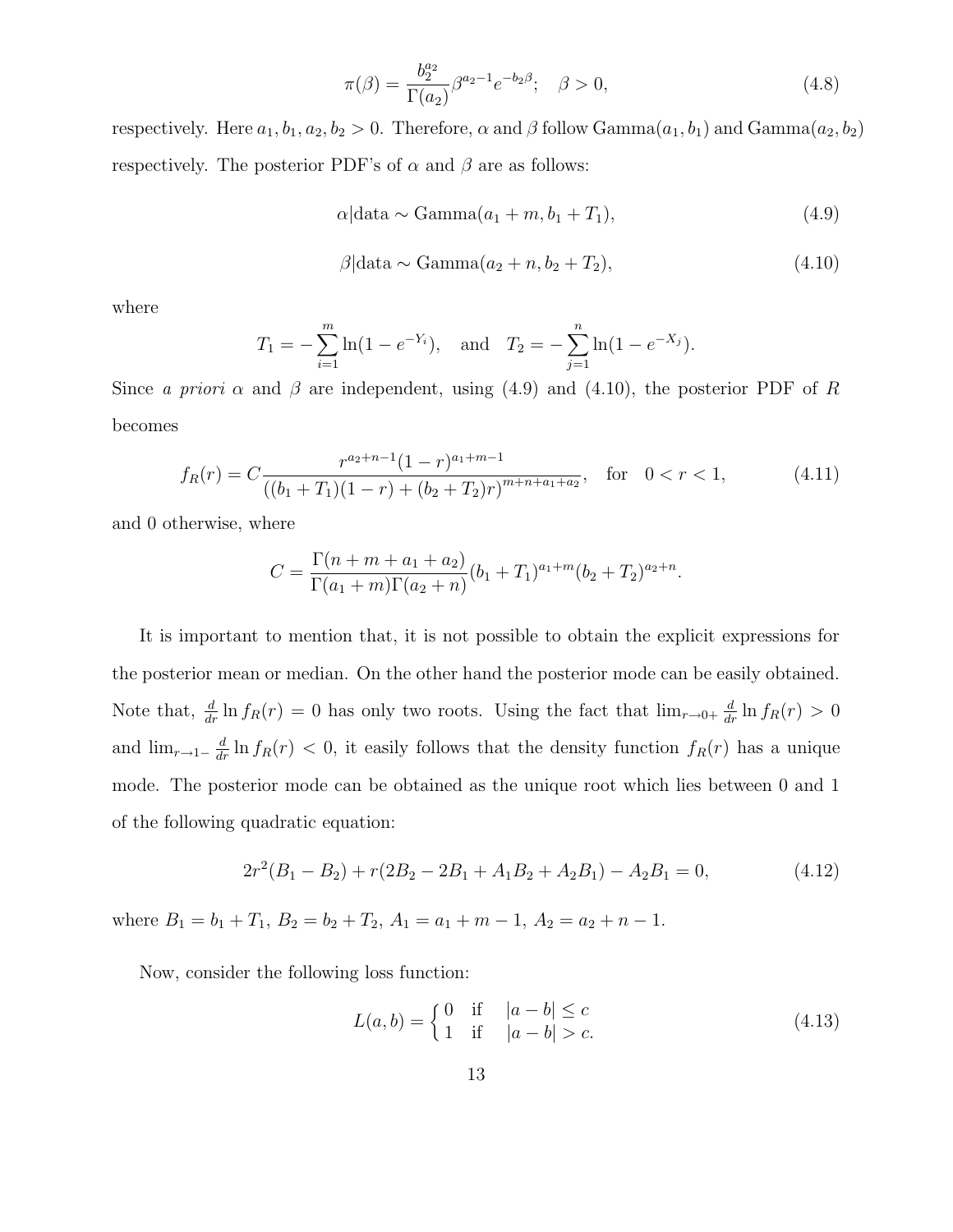$$\pi(\beta) = \frac{b_2^{a_2}}{\Gamma(a_2)} \beta^{a_2 - 1} e^{-b_2 \beta}; \quad \beta > 0, \tag{4.8}$$

respectively. Here $a_1, b_1, a_2, b_2 > 0$. Therefore, $\alpha$ and $\beta$ follow Gamma$(a_1, b_1)$ and Gamma$(a_2, b_2)$ respectively. The posterior PDF's of $\alpha$ and $\beta$ are as follows:

$$\alpha|\text{data} \sim \text{Gamma}(a_1 + m, b_1 + T_1), \tag{4.9}$$

$$\beta|\text{data} \sim \text{Gamma}(a_2 + n, b_2 + T_2), \tag{4.10}$$

where

$$T_1 = -\sum_{i=1}^{m} \ln(1 - e^{-Y_i}), \quad \text{and} \quad T_2 = -\sum_{j=1}^{n} \ln(1 - e^{-X_j}).$$

Since *a priori* $\alpha$ and $\beta$ are independent, using (4.9) and (4.10), the posterior PDF of $R$ becomes

$$f_R(r) = C \frac{r^{a_2+n-1}(1-r)^{a_1+m-1}}{((b_1+T_1)(1-r) + (b_2+T_2)r)^{m+n+a_1+a_2}}, \quad \text{for} \quad 0 < r < 1, \tag{4.11}$$

and 0 otherwise, where

$$C = \frac{\Gamma(n + m + a_1 + a_2)}{\Gamma(a_1 + m)\Gamma(a_2 + n)} (b_1 + T_1)^{a_1+m} (b_2 + T_2)^{a_2+n}.$$

It is important to mention that, it is not possible to obtain the explicit expressions for the posterior mean or median. On the other hand the posterior mode can be easily obtained. Note that, $\frac{d}{dr} \ln f_R(r) = 0$ has only two roots. Using the fact that $\lim_{r \to 0+} \frac{d}{dr} \ln f_R(r) > 0$ and $\lim_{r \to 1-} \frac{d}{dr} \ln f_R(r) < 0$, it easily follows that the density function $f_R(r)$ has a unique mode. The posterior mode can be obtained as the unique root which lies between 0 and 1 of the following quadratic equation:

$$2r^2(B_1 - B_2) + r(2B_2 - 2B_1 + A_1 B_2 + A_2 B_1) - A_2 B_1 = 0, \tag{4.12}$$

where $B_1 = b_1 + T_1$, $B_2 = b_2 + T_2$, $A_1 = a_1 + m - 1$, $A_2 = a_2 + n - 1$.

Now, consider the following loss function:

$$L(a, b) = \begin{cases} 0 & \text{if} \quad |a - b| \leq c \\ 1 & \text{if} \quad |a - b| > c. \end{cases} \tag{4.13}$$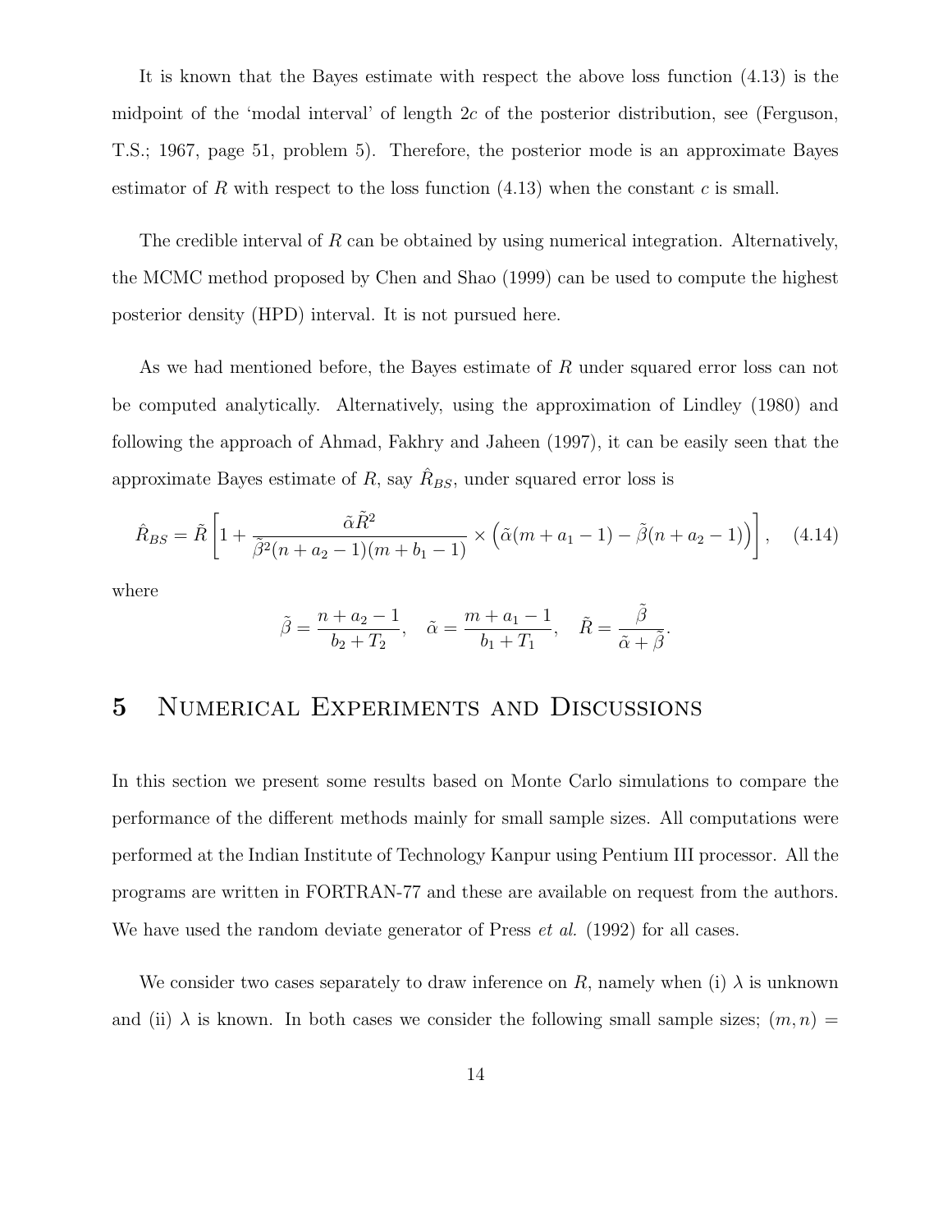It is known that the Bayes estimate with respect the above loss function (4.13) is the midpoint of the 'modal interval' of length $2c$ of the posterior distribution, see (Ferguson, T.S.; 1967, page 51, problem 5). Therefore, the posterior mode is an approximate Bayes estimator of $R$ with respect to the loss function (4.13) when the constant $c$ is small.

The credible interval of $R$ can be obtained by using numerical integration. Alternatively, the MCMC method proposed by Chen and Shao (1999) can be used to compute the highest posterior density (HPD) interval. It is not pursued here.

As we had mentioned before, the Bayes estimate of $R$ under squared error loss can not be computed analytically. Alternatively, using the approximation of Lindley (1980) and following the approach of Ahmad, Fakhry and Jaheen (1997), it can be easily seen that the approximate Bayes estimate of $R$, say $\hat{R}_{BS}$, under squared error loss is

$$\hat{R}_{BS} = \tilde{R}\left[1 + \frac{\tilde{\alpha}\tilde{R}^2}{\tilde{\beta}^2(n+a_2-1)(m+b_1-1)} \times \left(\tilde{\alpha}(m+a_1-1) - \tilde{\beta}(n+a_2-1)\right)\right], \quad (4.14)$$

where

$$\tilde{\beta} = \frac{n+a_2-1}{b_2+T_2}, \quad \tilde{\alpha} = \frac{m+a_1-1}{b_1+T_1}, \quad \tilde{R} = \frac{\tilde{\beta}}{\tilde{\alpha}+\tilde{\beta}}.$$

# 5 Numerical Experiments and Discussions

In this section we present some results based on Monte Carlo simulations to compare the performance of the different methods mainly for small sample sizes. All computations were performed at the Indian Institute of Technology Kanpur using Pentium III processor. All the programs are written in FORTRAN-77 and these are available on request from the authors. We have used the random deviate generator of Press *et al.* (1992) for all cases.

We consider two cases separately to draw inference on $R$, namely when (i) $\lambda$ is unknown and (ii) $\lambda$ is known. In both cases we consider the following small sample sizes; $(m, n) =$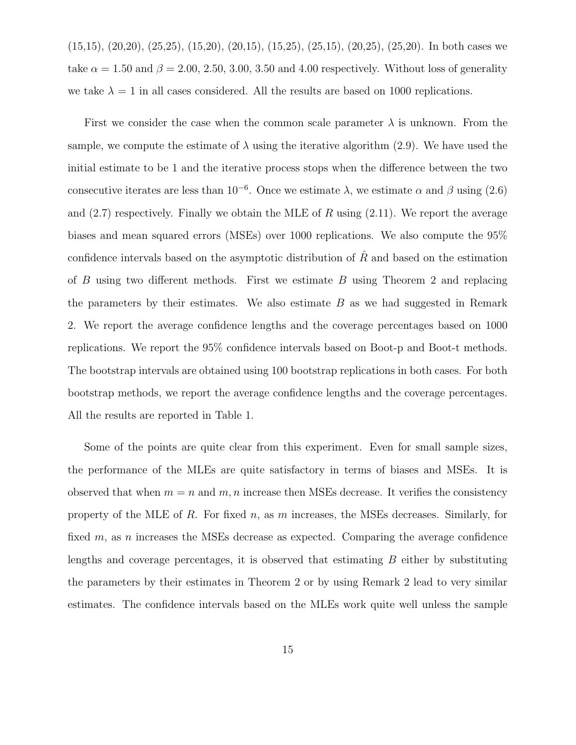(15,15), (20,20), (25,25), (15,20), (20,15), (15,25), (25,15), (20,25), (25,20). In both cases we take $\alpha = 1.50$ and $\beta = 2.00$, 2.50, 3.00, 3.50 and 4.00 respectively. Without loss of generality we take $\lambda = 1$ in all cases considered. All the results are based on 1000 replications.

First we consider the case when the common scale parameter $\lambda$ is unknown. From the sample, we compute the estimate of $\lambda$ using the iterative algorithm (2.9). We have used the initial estimate to be 1 and the iterative process stops when the difference between the two consecutive iterates are less than $10^{-6}$. Once we estimate $\lambda$, we estimate $\alpha$ and $\beta$ using (2.6) and (2.7) respectively. Finally we obtain the MLE of $R$ using (2.11). We report the average biases and mean squared errors (MSEs) over 1000 replications. We also compute the 95% confidence intervals based on the asymptotic distribution of $\hat{R}$ and based on the estimation of $B$ using two different methods. First we estimate $B$ using Theorem 2 and replacing the parameters by their estimates. We also estimate $B$ as we had suggested in Remark 2. We report the average confidence lengths and the coverage percentages based on 1000 replications. We report the 95% confidence intervals based on Boot-p and Boot-t methods. The bootstrap intervals are obtained using 100 bootstrap replications in both cases. For both bootstrap methods, we report the average confidence lengths and the coverage percentages. All the results are reported in Table 1.

Some of the points are quite clear from this experiment. Even for small sample sizes, the performance of the MLEs are quite satisfactory in terms of biases and MSEs. It is observed that when $m = n$ and $m, n$ increase then MSEs decrease. It verifies the consistency property of the MLE of $R$. For fixed $n$, as $m$ increases, the MSEs decreases. Similarly, for fixed $m$, as $n$ increases the MSEs decrease as expected. Comparing the average confidence lengths and coverage percentages, it is observed that estimating $B$ either by substituting the parameters by their estimates in Theorem 2 or by using Remark 2 lead to very similar estimates. The confidence intervals based on the MLEs work quite well unless the sample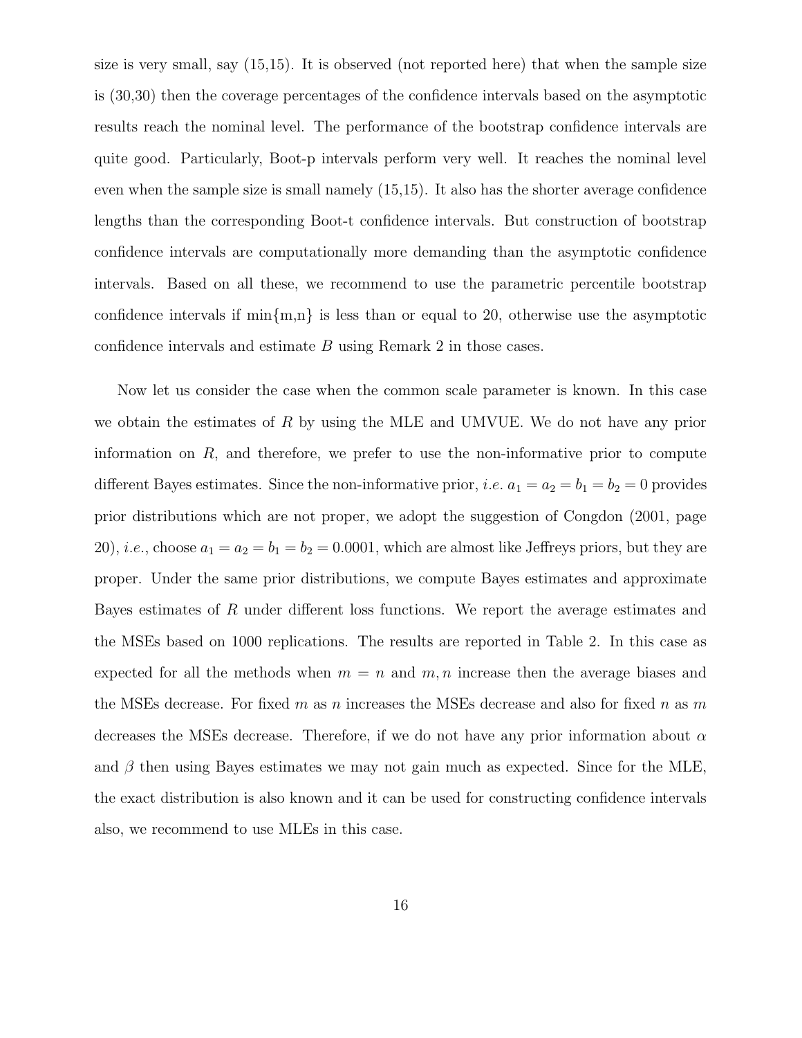size is very small, say (15,15). It is observed (not reported here) that when the sample size is (30,30) then the coverage percentages of the confidence intervals based on the asymptotic results reach the nominal level. The performance of the bootstrap confidence intervals are quite good. Particularly, Boot-p intervals perform very well. It reaches the nominal level even when the sample size is small namely (15,15). It also has the shorter average confidence lengths than the corresponding Boot-t confidence intervals. But construction of bootstrap confidence intervals are computationally more demanding than the asymptotic confidence intervals. Based on all these, we recommend to use the parametric percentile bootstrap confidence intervals if min{m,n} is less than or equal to 20, otherwise use the asymptotic confidence intervals and estimate $B$ using Remark 2 in those cases.

Now let us consider the case when the common scale parameter is known. In this case we obtain the estimates of $R$ by using the MLE and UMVUE. We do not have any prior information on $R$, and therefore, we prefer to use the non-informative prior to compute different Bayes estimates. Since the non-informative prior, *i.e.* $a_1 = a_2 = b_1 = b_2 = 0$ provides prior distributions which are not proper, we adopt the suggestion of Congdon (2001, page 20), *i.e.*, choose $a_1 = a_2 = b_1 = b_2 = 0.0001$, which are almost like Jeffreys priors, but they are proper. Under the same prior distributions, we compute Bayes estimates and approximate Bayes estimates of $R$ under different loss functions. We report the average estimates and the MSEs based on 1000 replications. The results are reported in Table 2. In this case as expected for all the methods when $m = n$ and $m, n$ increase then the average biases and the MSEs decrease. For fixed $m$ as $n$ increases the MSEs decrease and also for fixed $n$ as $m$ decreases the MSEs decrease. Therefore, if we do not have any prior information about $\alpha$ and $\beta$ then using Bayes estimates we may not gain much as expected. Since for the MLE, the exact distribution is also known and it can be used for constructing confidence intervals also, we recommend to use MLEs in this case.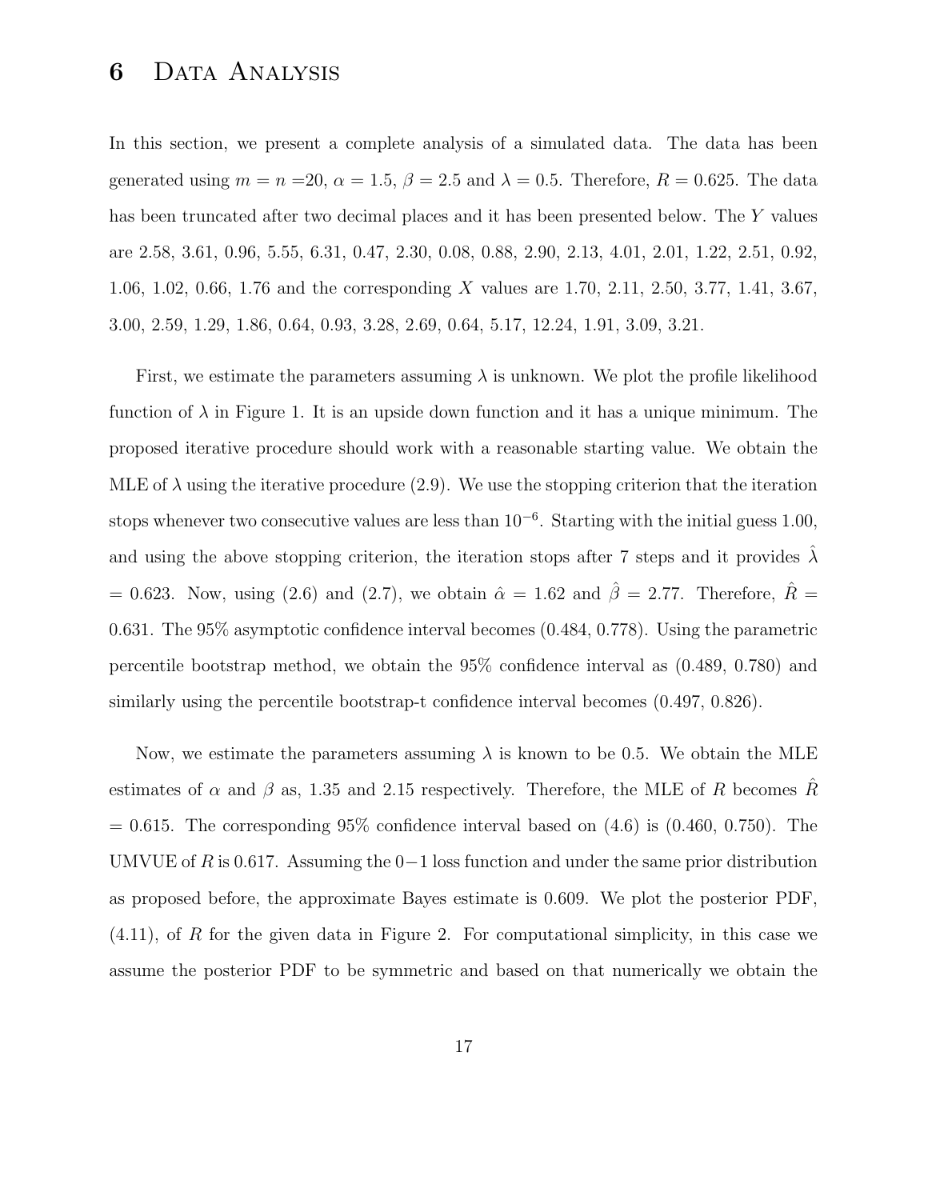# 6 Data Analysis

In this section, we present a complete analysis of a simulated data. The data has been generated using $m = n = 20$, $\alpha = 1.5$, $\beta = 2.5$ and $\lambda = 0.5$. Therefore, $R = 0.625$. The data has been truncated after two decimal places and it has been presented below. The $Y$ values are 2.58, 3.61, 0.96, 5.55, 6.31, 0.47, 2.30, 0.08, 0.88, 2.90, 2.13, 4.01, 2.01, 1.22, 2.51, 0.92, 1.06, 1.02, 0.66, 1.76 and the corresponding $X$ values are 1.70, 2.11, 2.50, 3.77, 1.41, 3.67, 3.00, 2.59, 1.29, 1.86, 0.64, 0.93, 3.28, 2.69, 0.64, 5.17, 12.24, 1.91, 3.09, 3.21.

First, we estimate the parameters assuming $\lambda$ is unknown. We plot the profile likelihood function of $\lambda$ in Figure 1. It is an upside down function and it has a unique minimum. The proposed iterative procedure should work with a reasonable starting value. We obtain the MLE of $\lambda$ using the iterative procedure (2.9). We use the stopping criterion that the iteration stops whenever two consecutive values are less than $10^{-6}$. Starting with the initial guess 1.00, and using the above stopping criterion, the iteration stops after 7 steps and it provides $\hat{\lambda} = 0.623$. Now, using (2.6) and (2.7), we obtain $\hat{\alpha} = 1.62$ and $\hat{\beta} = 2.77$. Therefore, $\hat{R} = 0.631$. The 95% asymptotic confidence interval becomes (0.484, 0.778). Using the parametric percentile bootstrap method, we obtain the 95% confidence interval as (0.489, 0.780) and similarly using the percentile bootstrap-t confidence interval becomes (0.497, 0.826).

Now, we estimate the parameters assuming $\lambda$ is known to be 0.5. We obtain the MLE estimates of $\alpha$ and $\beta$ as, 1.35 and 2.15 respectively. Therefore, the MLE of $R$ becomes $\hat{R} = 0.615$. The corresponding 95% confidence interval based on (4.6) is (0.460, 0.750). The UMVUE of $R$ is 0.617. Assuming the $0-1$ loss function and under the same prior distribution as proposed before, the approximate Bayes estimate is 0.609. We plot the posterior PDF, (4.11), of $R$ for the given data in Figure 2. For computational simplicity, in this case we assume the posterior PDF to be symmetric and based on that numerically we obtain the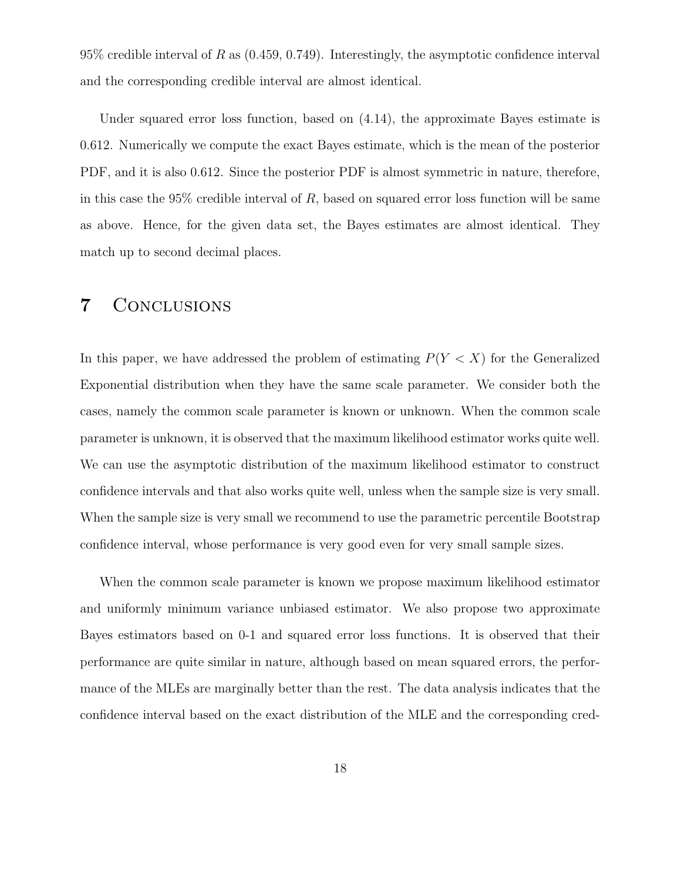95% credible interval of $R$ as (0.459, 0.749). Interestingly, the asymptotic confidence interval and the corresponding credible interval are almost identical.

Under squared error loss function, based on (4.14), the approximate Bayes estimate is 0.612. Numerically we compute the exact Bayes estimate, which is the mean of the posterior PDF, and it is also 0.612. Since the posterior PDF is almost symmetric in nature, therefore, in this case the 95% credible interval of $R$, based on squared error loss function will be same as above. Hence, for the given data set, the Bayes estimates are almost identical. They match up to second decimal places.

# 7 Conclusions

In this paper, we have addressed the problem of estimating $P(Y < X)$ for the Generalized Exponential distribution when they have the same scale parameter. We consider both the cases, namely the common scale parameter is known or unknown. When the common scale parameter is unknown, it is observed that the maximum likelihood estimator works quite well. We can use the asymptotic distribution of the maximum likelihood estimator to construct confidence intervals and that also works quite well, unless when the sample size is very small. When the sample size is very small we recommend to use the parametric percentile Bootstrap confidence interval, whose performance is very good even for very small sample sizes.

When the common scale parameter is known we propose maximum likelihood estimator and uniformly minimum variance unbiased estimator. We also propose two approximate Bayes estimators based on 0-1 and squared error loss functions. It is observed that their performance are quite similar in nature, although based on mean squared errors, the performance of the MLEs are marginally better than the rest. The data analysis indicates that the confidence interval based on the exact distribution of the MLE and the corresponding cred-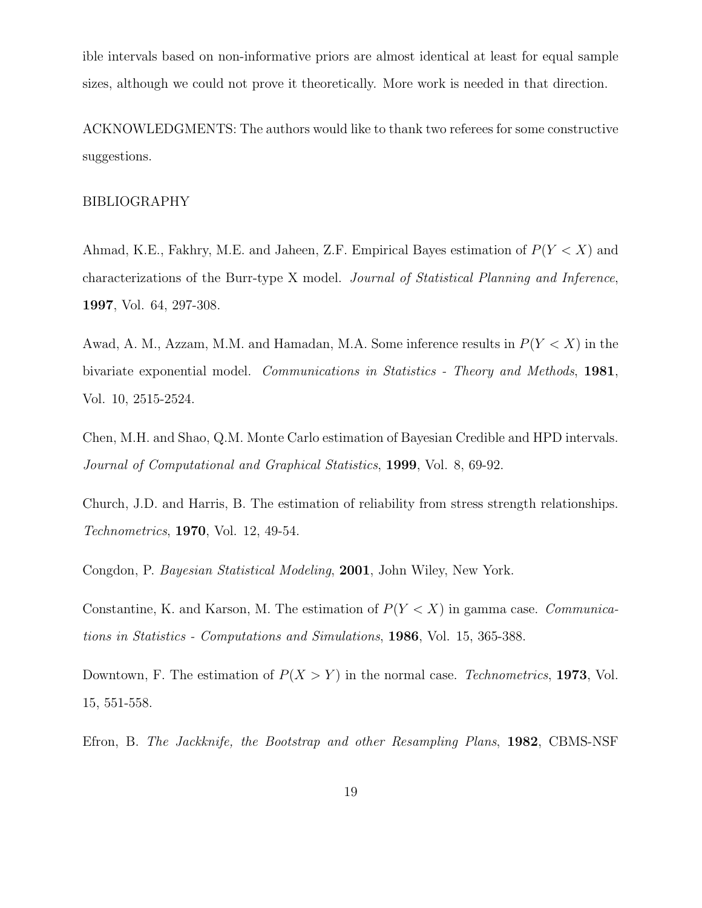ible intervals based on non-informative priors are almost identical at least for equal sample sizes, although we could not prove it theoretically. More work is needed in that direction.

ACKNOWLEDGMENTS: The authors would like to thank two referees for some constructive suggestions.

BIBLIOGRAPHY

Ahmad, K.E., Fakhry, M.E. and Jaheen, Z.F. Empirical Bayes estimation of $P(Y < X)$ and characterizations of the Burr-type X model. *Journal of Statistical Planning and Inference*, **1997**, Vol. 64, 297-308.

Awad, A. M., Azzam, M.M. and Hamadan, M.A. Some inference results in $P(Y < X)$ in the bivariate exponential model. *Communications in Statistics - Theory and Methods*, **1981**, Vol. 10, 2515-2524.

Chen, M.H. and Shao, Q.M. Monte Carlo estimation of Bayesian Credible and HPD intervals. *Journal of Computational and Graphical Statistics*, **1999**, Vol. 8, 69-92.

Church, J.D. and Harris, B. The estimation of reliability from stress strength relationships. *Technometrics*, **1970**, Vol. 12, 49-54.

Congdon, P. *Bayesian Statistical Modeling*, **2001**, John Wiley, New York.

Constantine, K. and Karson, M. The estimation of $P(Y < X)$ in gamma case. *Communications in Statistics - Computations and Simulations*, **1986**, Vol. 15, 365-388.

Downtown, F. The estimation of $P(X > Y)$ in the normal case. *Technometrics*, **1973**, Vol. 15, 551-558.

Efron, B. *The Jackknife, the Bootstrap and other Resampling Plans*, **1982**, CBMS-NSF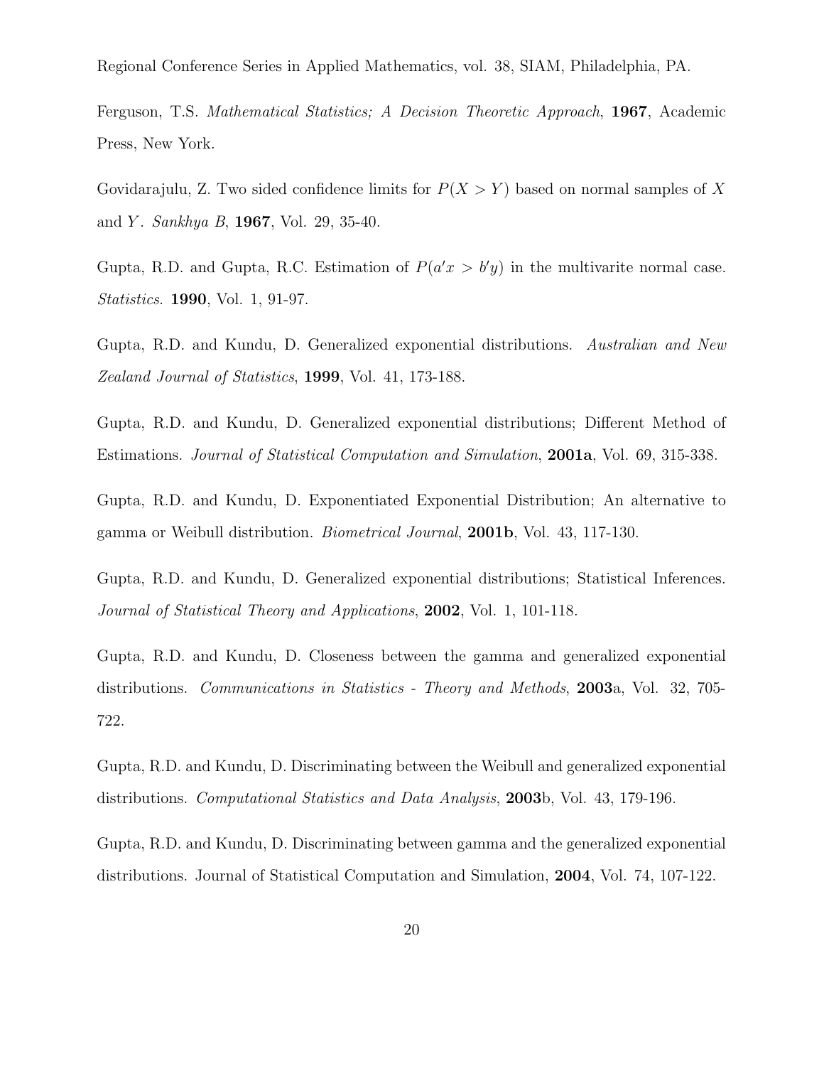Regional Conference Series in Applied Mathematics, vol. 38, SIAM, Philadelphia, PA.

Ferguson, T.S. *Mathematical Statistics; A Decision Theoretic Approach*, **1967**, Academic Press, New York.

Govidarajulu, Z. Two sided confidence limits for $P(X > Y)$ based on normal samples of $X$ and $Y$. *Sankhya B*, **1967**, Vol. 29, 35-40.

Gupta, R.D. and Gupta, R.C. Estimation of $P(a'x > b'y)$ in the multivarite normal case. *Statistics*. **1990**, Vol. 1, 91-97.

Gupta, R.D. and Kundu, D. Generalized exponential distributions. *Australian and New Zealand Journal of Statistics*, **1999**, Vol. 41, 173-188.

Gupta, R.D. and Kundu, D. Generalized exponential distributions; Different Method of Estimations. *Journal of Statistical Computation and Simulation*, **2001a**, Vol. 69, 315-338.

Gupta, R.D. and Kundu, D. Exponentiated Exponential Distribution; An alternative to gamma or Weibull distribution. *Biometrical Journal*, **2001b**, Vol. 43, 117-130.

Gupta, R.D. and Kundu, D. Generalized exponential distributions; Statistical Inferences. *Journal of Statistical Theory and Applications*, **2002**, Vol. 1, 101-118.

Gupta, R.D. and Kundu, D. Closeness between the gamma and generalized exponential distributions. *Communications in Statistics - Theory and Methods*, **2003**a, Vol. 32, 705-722.

Gupta, R.D. and Kundu, D. Discriminating between the Weibull and generalized exponential distributions. *Computational Statistics and Data Analysis*, **2003**b, Vol. 43, 179-196.

Gupta, R.D. and Kundu, D. Discriminating between gamma and the generalized exponential distributions. Journal of Statistical Computation and Simulation, **2004**, Vol. 74, 107-122.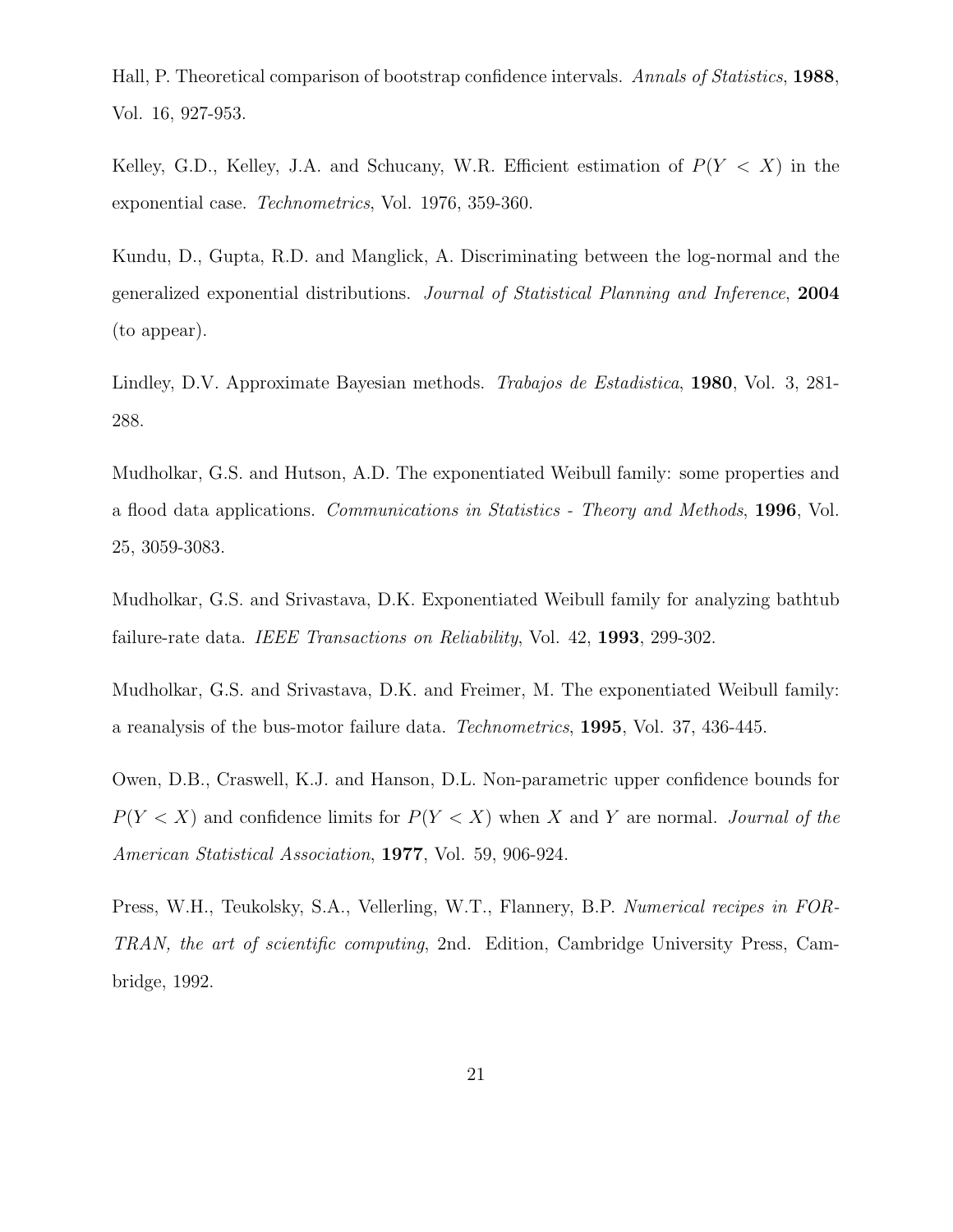Hall, P. Theoretical comparison of bootstrap confidence intervals. *Annals of Statistics*, **1988**, Vol. 16, 927-953.

Kelley, G.D., Kelley, J.A. and Schucany, W.R. Efficient estimation of $P(Y < X)$ in the exponential case. *Technometrics*, Vol. 1976, 359-360.

Kundu, D., Gupta, R.D. and Manglick, A. Discriminating between the log-normal and the generalized exponential distributions. *Journal of Statistical Planning and Inference*, **2004** (to appear).

Lindley, D.V. Approximate Bayesian methods. *Trabajos de Estadistica*, **1980**, Vol. 3, 281-288.

Mudholkar, G.S. and Hutson, A.D. The exponentiated Weibull family: some properties and a flood data applications. *Communications in Statistics - Theory and Methods*, **1996**, Vol. 25, 3059-3083.

Mudholkar, G.S. and Srivastava, D.K. Exponentiated Weibull family for analyzing bathtub failure-rate data. *IEEE Transactions on Reliability*, Vol. 42, **1993**, 299-302.

Mudholkar, G.S. and Srivastava, D.K. and Freimer, M. The exponentiated Weibull family: a reanalysis of the bus-motor failure data. *Technometrics*, **1995**, Vol. 37, 436-445.

Owen, D.B., Craswell, K.J. and Hanson, D.L. Non-parametric upper confidence bounds for $P(Y < X)$ and confidence limits for $P(Y < X)$ when $X$ and $Y$ are normal. *Journal of the American Statistical Association*, **1977**, Vol. 59, 906-924.

Press, W.H., Teukolsky, S.A., Vellerling, W.T., Flannery, B.P. *Numerical recipes in FORTRAN, the art of scientific computing*, 2nd. Edition, Cambridge University Press, Cambridge, 1992.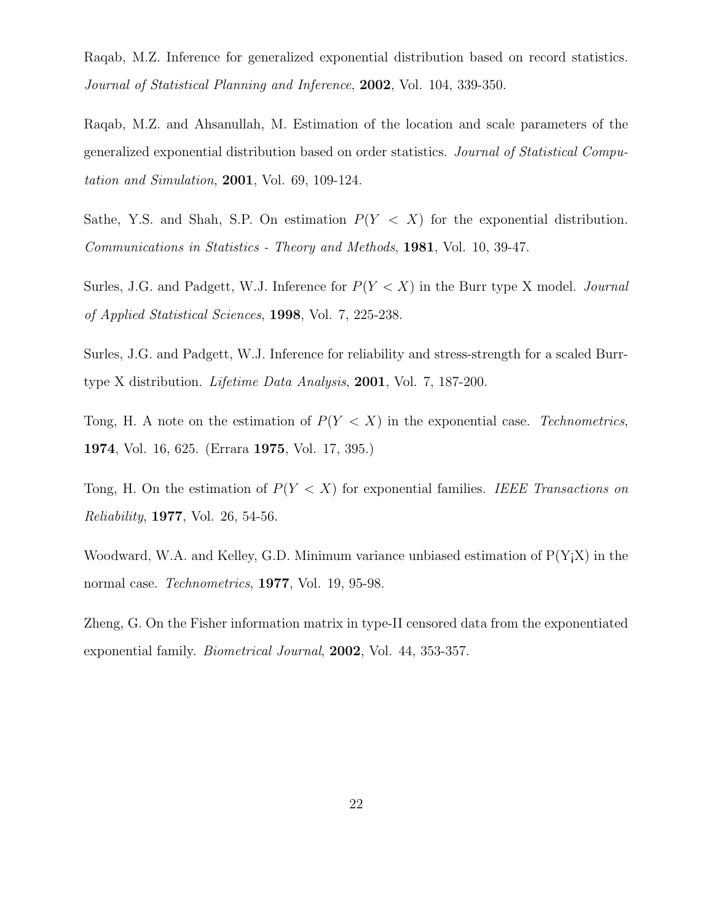Raqab, M.Z. Inference for generalized exponential distribution based on record statistics. *Journal of Statistical Planning and Inference*, **2002**, Vol. 104, 339-350.

Raqab, M.Z. and Ahsanullah, M. Estimation of the location and scale parameters of the generalized exponential distribution based on order statistics. *Journal of Statistical Computation and Simulation*, **2001**, Vol. 69, 109-124.

Sathe, Y.S. and Shah, S.P. On estimation $P(Y < X)$ for the exponential distribution. *Communications in Statistics - Theory and Methods*, **1981**, Vol. 10, 39-47.

Surles, J.G. and Padgett, W.J. Inference for $P(Y < X)$ in the Burr type X model. *Journal of Applied Statistical Sciences*, **1998**, Vol. 7, 225-238.

Surles, J.G. and Padgett, W.J. Inference for reliability and stress-strength for a scaled Burr-type X distribution. *Lifetime Data Analysis*, **2001**, Vol. 7, 187-200.

Tong, H. A note on the estimation of $P(Y < X)$ in the exponential case. *Technometrics*, **1974**, Vol. 16, 625. (Errara **1975**, Vol. 17, 395.)

Tong, H. On the estimation of $P(Y < X)$ for exponential families. *IEEE Transactions on Reliability*, **1977**, Vol. 26, 54-56.

Woodward, W.A. and Kelley, G.D. Minimum variance unbiased estimation of P(Y¡X) in the normal case. *Technometrics*, **1977**, Vol. 19, 95-98.

Zheng, G. On the Fisher information matrix in type-II censored data from the exponentiated exponential family. *Biometrical Journal*, **2002**, Vol. 44, 353-357.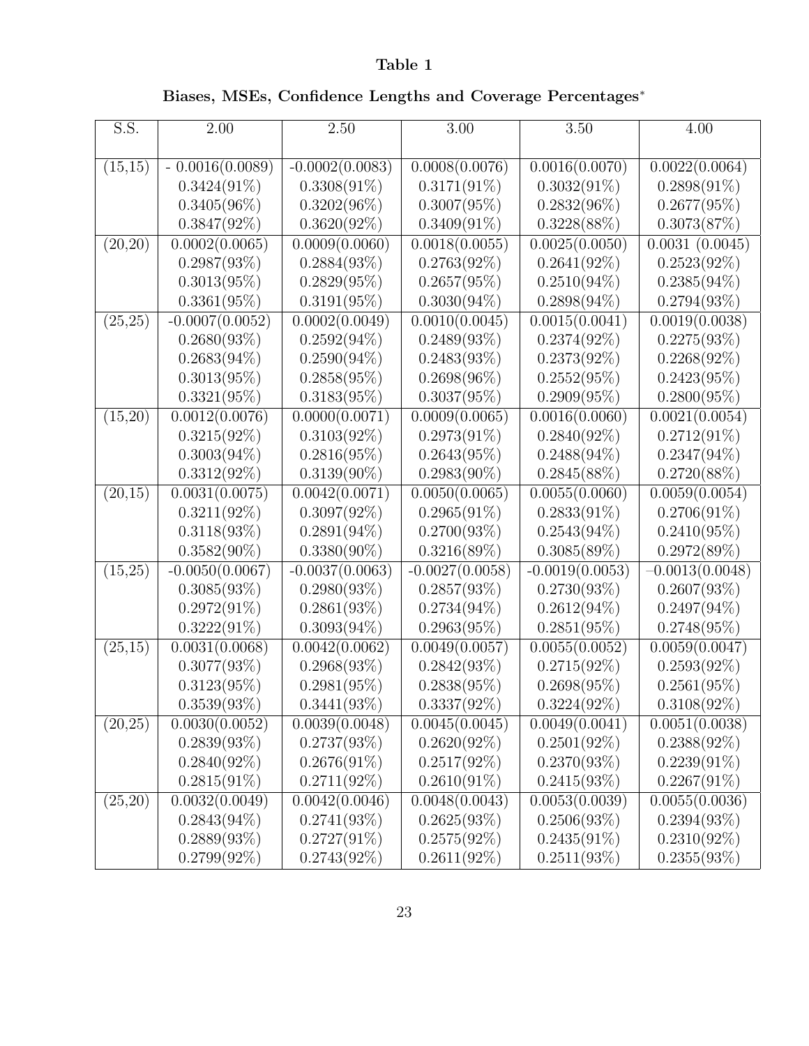**Table 1**

**Biases, MSEs, Confidence Lengths and Coverage Percentages***

| S.S. | 2.00 | 2.50 | 3.00 | 3.50 | 4.00 |
|---|---|---|---|---|---|
| (15,15) | - 0.0016(0.0089) | -0.0002(0.0083) | 0.0008(0.0076) | 0.0016(0.0070) | 0.0022(0.0064) |
| | 0.3424(91%) | 0.3308(91%) | 0.3171(91%) | 0.3032(91%) | 0.2898(91%) |
| | 0.3405(96%) | 0.3202(96%) | 0.3007(95%) | 0.2832(96%) | 0.2677(95%) |
| | 0.3847(92%) | 0.3620(92%) | 0.3409(91%) | 0.3228(88%) | 0.3073(87%) |
| (20,20) | 0.0002(0.0065) | 0.0009(0.0060) | 0.0018(0.0055) | 0.0025(0.0050) | 0.0031 (0.0045) |
| | 0.2987(93%) | 0.2884(93%) | 0.2763(92%) | 0.2641(92%) | 0.2523(92%) |
| | 0.3013(95%) | 0.2829(95%) | 0.2657(95%) | 0.2510(94%) | 0.2385(94%) |
| | 0.3361(95%) | 0.3191(95%) | 0.3030(94%) | 0.2898(94%) | 0.2794(93%) |
| (25,25) | -0.0007(0.0052) | 0.0002(0.0049) | 0.0010(0.0045) | 0.0015(0.0041) | 0.0019(0.0038) |
| | 0.2680(93%) | 0.2592(94%) | 0.2489(93%) | 0.2374(92%) | 0.2275(93%) |
| | 0.2683(94%) | 0.2590(94%) | 0.2483(93%) | 0.2373(92%) | 0.2268(92%) |
| | 0.3013(95%) | 0.2858(95%) | 0.2698(96%) | 0.2552(95%) | 0.2423(95%) |
| | 0.3321(95%) | 0.3183(95%) | 0.3037(95%) | 0.2909(95%) | 0.2800(95%) |
| (15,20) | 0.0012(0.0076) | 0.0000(0.0071) | 0.0009(0.0065) | 0.0016(0.0060) | 0.0021(0.0054) |
| | 0.3215(92%) | 0.3103(92%) | 0.2973(91%) | 0.2840(92%) | 0.2712(91%) |
| | 0.3003(94%) | 0.2816(95%) | 0.2643(95%) | 0.2488(94%) | 0.2347(94%) |
| | 0.3312(92%) | 0.3139(90%) | 0.2983(90%) | 0.2845(88%) | 0.2720(88%) |
| (20,15) | 0.0031(0.0075) | 0.0042(0.0071) | 0.0050(0.0065) | 0.0055(0.0060) | 0.0059(0.0054) |
| | 0.3211(92%) | 0.3097(92%) | 0.2965(91%) | 0.2833(91%) | 0.2706(91%) |
| | 0.3118(93%) | 0.2891(94%) | 0.2700(93%) | 0.2543(94%) | 0.2410(95%) |
| | 0.3582(90%) | 0.3380(90%) | 0.3216(89%) | 0.3085(89%) | 0.2972(89%) |
| (15,25) | -0.0050(0.0067) | -0.0037(0.0063) | -0.0027(0.0058) | -0.0019(0.0053) | -0.0013(0.0048) |
| | 0.3085(93%) | 0.2980(93%) | 0.2857(93%) | 0.2730(93%) | 0.2607(93%) |
| | 0.2972(91%) | 0.2861(93%) | 0.2734(94%) | 0.2612(94%) | 0.2497(94%) |
| | 0.3222(91%) | 0.3093(94%) | 0.2963(95%) | 0.2851(95%) | 0.2748(95%) |
| (25,15) | 0.0031(0.0068) | 0.0042(0.0062) | 0.0049(0.0057) | 0.0055(0.0052) | 0.0059(0.0047) |
| | 0.3077(93%) | 0.2968(93%) | 0.2842(93%) | 0.2715(92%) | 0.2593(92%) |
| | 0.3123(95%) | 0.2981(95%) | 0.2838(95%) | 0.2698(95%) | 0.2561(95%) |
| | 0.3539(93%) | 0.3441(93%) | 0.3337(92%) | 0.3224(92%) | 0.3108(92%) |
| (20,25) | 0.0030(0.0052) | 0.0039(0.0048) | 0.0045(0.0045) | 0.0049(0.0041) | 0.0051(0.0038) |
| | 0.2839(93%) | 0.2737(93%) | 0.2620(92%) | 0.2501(92%) | 0.2388(92%) |
| | 0.2840(92%) | 0.2676(91%) | 0.2517(92%) | 0.2370(93%) | 0.2239(91%) |
| | 0.2815(91%) | 0.2711(92%) | 0.2610(91%) | 0.2415(93%) | 0.2267(91%) |
| (25,20) | 0.0032(0.0049) | 0.0042(0.0046) | 0.0048(0.0043) | 0.0053(0.0039) | 0.0055(0.0036) |
| | 0.2843(94%) | 0.2741(93%) | 0.2625(93%) | 0.2506(93%) | 0.2394(93%) |
| | 0.2889(93%) | 0.2727(91%) | 0.2575(92%) | 0.2435(91%) | 0.2310(92%) |
| | 0.2799(92%) | 0.2743(92%) | 0.2611(92%) | 0.2511(93%) | 0.2355(93%) |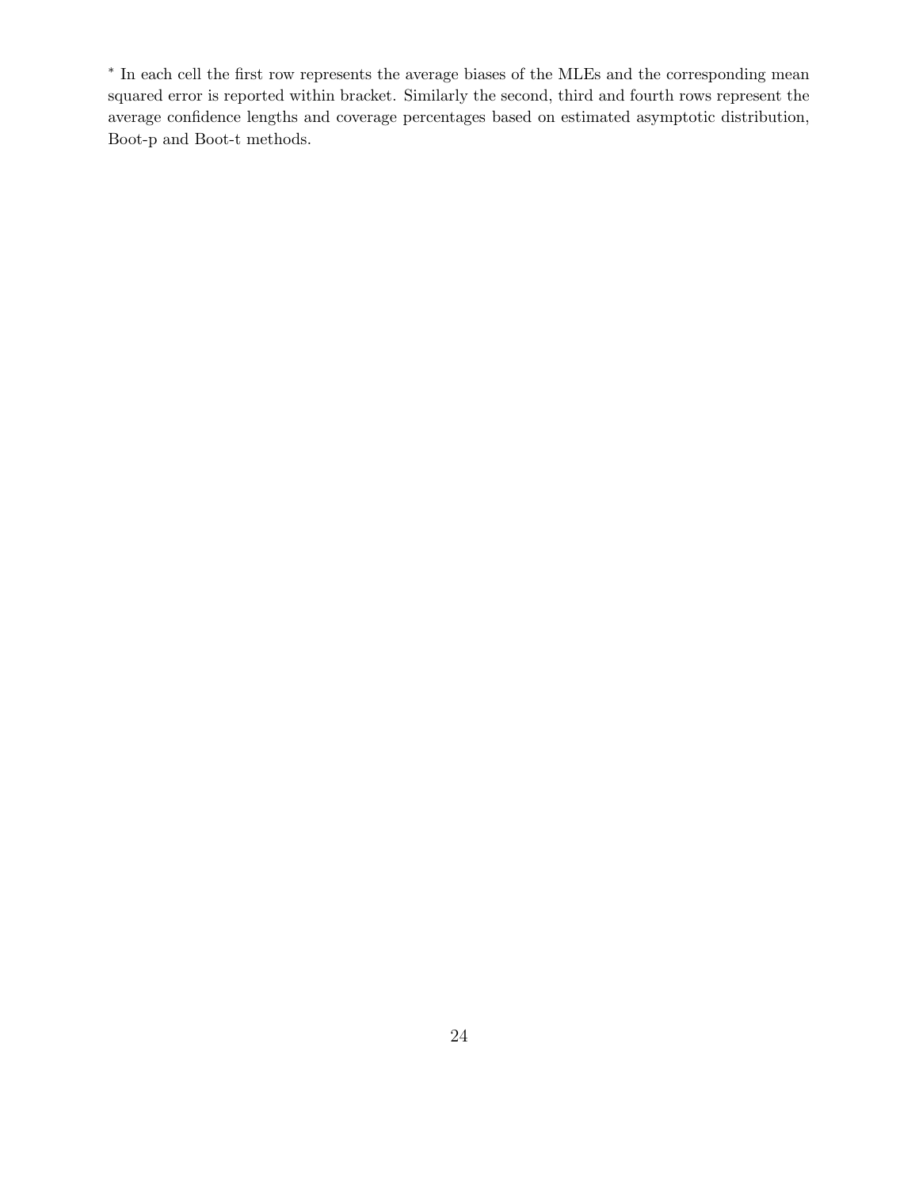* In each cell the first row represents the average biases of the MLEs and the corresponding mean squared error is reported within bracket. Similarly the second, third and fourth rows represent the average confidence lengths and coverage percentages based on estimated asymptotic distribution, Boot-p and Boot-t methods.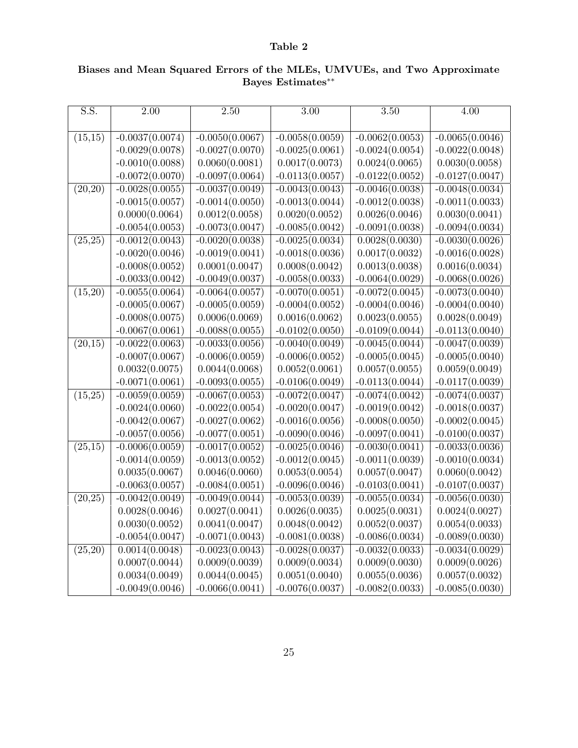**Table 2**

**Biases and Mean Squared Errors of the MLEs, UMVUEs, and Two Approximate Bayes Estimates**$^{**}$

| S.S. | 2.00 | 2.50 | 3.00 | 3.50 | 4.00 |
|---|---|---|---|---|---|
| (15,15) | -0.0037(0.0074) | -0.0050(0.0067) | -0.0058(0.0059) | -0.0062(0.0053) | -0.0065(0.0046) |
| | -0.0029(0.0078) | -0.0027(0.0070) | -0.0025(0.0061) | -0.0024(0.0054) | -0.0022(0.0048) |
| | -0.0010(0.0088) | 0.0060(0.0081) | 0.0017(0.0073) | 0.0024(0.0065) | 0.0030(0.0058) |
| | -0.0072(0.0070) | -0.0097(0.0064) | -0.0113(0.0057) | -0.0122(0.0052) | -0.0127(0.0047) |
| (20,20) | -0.0028(0.0055) | -0.0037(0.0049) | -0.0043(0.0043) | -0.0046(0.0038) | -0.0048(0.0034) |
| | -0.0015(0.0057) | -0.0014(0.0050) | -0.0013(0.0044) | -0.0012(0.0038) | -0.0011(0.0033) |
| | 0.0000(0.0064) | 0.0012(0.0058) | 0.0020(0.0052) | 0.0026(0.0046) | 0.0030(0.0041) |
| | -0.0054(0.0053) | -0.0073(0.0047) | -0.0085(0.0042) | -0.0091(0.0038) | -0.0094(0.0034) |
| (25,25) | -0.0012(0.0043) | -0.0020(0.0038) | -0.0025(0.0034) | 0.0028(0.0030) | -0.0030(0.0026) |
| | -0.0020(0.0046) | -0.0019(0.0041) | -0.0018(0.0036) | 0.0017(0.0032) | -0.0016(0.0028) |
| | -0.0008(0.0052) | 0.0001(0.0047) | 0.0008(0.0042) | 0.0013(0.0038) | 0.0016(0.0034) |
| | -0.0033(0.0042) | -0.0049(0.0037) | -0.0058(0.0033) | -0.0064(0.0029) | -0.0068(0.0026) |
| (15,20) | -0.0055(0.0064) | -0.0064(0.0057) | -0.0070(0.0051) | -0.0072(0.0045) | -0.0073(0.0040) |
| | -0.0005(0.0067) | -0.0005(0.0059) | -0.0004(0.0052) | -0.0004(0.0046) | -0.0004(0.0040) |
| | -0.0008(0.0075) | 0.0006(0.0069) | 0.0016(0.0062) | 0.0023(0.0055) | 0.0028(0.0049) |
| | -0.0067(0.0061) | -0.0088(0.0055) | -0.0102(0.0050) | -0.0109(0.0044) | -0.0113(0.0040) |
| (20,15) | -0.0022(0.0063) | -0.0033(0.0056) | -0.0040(0.0049) | -0.0045(0.0044) | -0.0047(0.0039) |
| | -0.0007(0.0067) | -0.0006(0.0059) | -0.0006(0.0052) | -0.0005(0.0045) | -0.0005(0.0040) |
| | 0.0032(0.0075) | 0.0044(0.0068) | 0.0052(0.0061) | 0.0057(0.0055) | 0.0059(0.0049) |
| | -0.0071(0.0061) | -0.0093(0.0055) | -0.0106(0.0049) | -0.0113(0.0044) | -0.0117(0.0039) |
| (15,25) | -0.0059(0.0059) | -0.0067(0.0053) | -0.0072(0.0047) | -0.0074(0.0042) | -0.0074(0.0037) |
| | -0.0024(0.0060) | -0.0022(0.0054) | -0.0020(0.0047) | -0.0019(0.0042) | -0.0018(0.0037) |
| | -0.0042(0.0067) | -0.0027(0.0062) | -0.0016(0.0056) | -0.0008(0.0050) | -0.0002(0.0045) |
| | -0.0057(0.0056) | -0.0077(0.0051) | -0.0090(0.0046) | -0.0097(0.0041) | -0.0100(0.0037) |
| (25,15) | -0.0006(0.0059) | -0.0017(0.0052) | -0.0025(0.0046) | -0.0030(0.0041) | -0.0033(0.0036) |
| | -0.0014(0.0059) | -0.0013(0.0052) | -0.0012(0.0045) | -0.0011(0.0039) | -0.0010(0.0034) |
| | 0.0035(0.0067) | 0.0046(0.0060) | 0.0053(0.0054) | 0.0057(0.0047) | 0.0060(0.0042) |
| | -0.0063(0.0057) | -0.0084(0.0051) | -0.0096(0.0046) | -0.0103(0.0041) | -0.0107(0.0037) |
| (20,25) | -0.0042(0.0049) | -0.0049(0.0044) | -0.0053(0.0039) | -0.0055(0.0034) | -0.0056(0.0030) |
| | 0.0028(0.0046) | 0.0027(0.0041) | 0.0026(0.0035) | 0.0025(0.0031) | 0.0024(0.0027) |
| | 0.0030(0.0052) | 0.0041(0.0047) | 0.0048(0.0042) | 0.0052(0.0037) | 0.0054(0.0033) |
| | -0.0054(0.0047) | -0.0071(0.0043) | -0.0081(0.0038) | -0.0086(0.0034) | -0.0089(0.0030) |
| (25,20) | 0.0014(0.0048) | -0.0023(0.0043) | -0.0028(0.0037) | -0.0032(0.0033) | -0.0034(0.0029) |
| | 0.0007(0.0044) | 0.0009(0.0039) | 0.0009(0.0034) | 0.0009(0.0030) | 0.0009(0.0026) |
| | 0.0034(0.0049) | 0.0044(0.0045) | 0.0051(0.0040) | 0.0055(0.0036) | 0.0057(0.0032) |
| | -0.0049(0.0046) | -0.0066(0.0041) | -0.0076(0.0037) | -0.0082(0.0033) | -0.0085(0.0030) |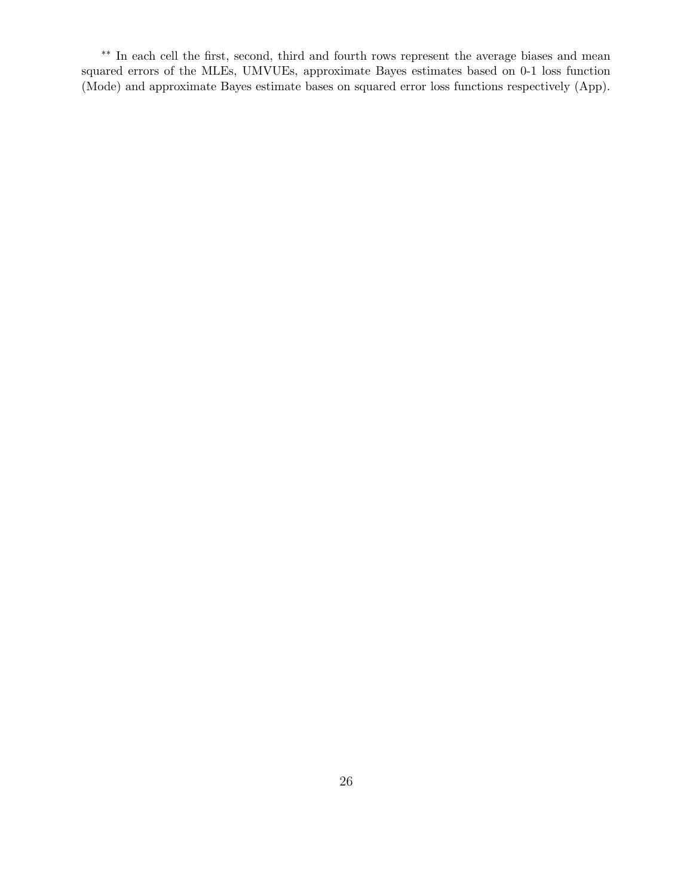** In each cell the first, second, third and fourth rows represent the average biases and mean squared errors of the MLEs, UMVUEs, approximate Bayes estimates based on 0-1 loss function (Mode) and approximate Bayes estimate bases on squared error loss functions respectively (App).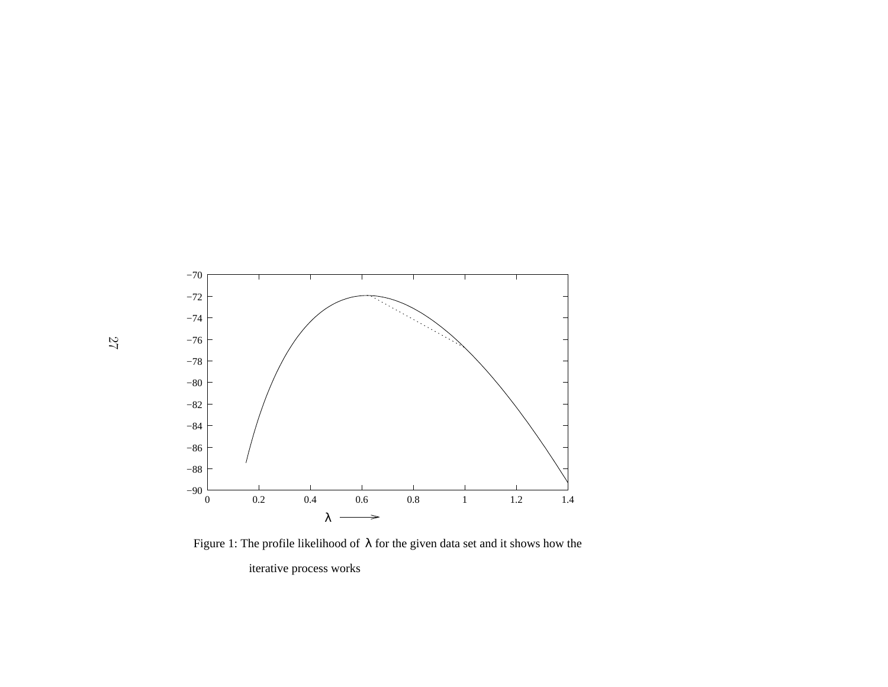Figure 1: The profile likelihood of $\lambda$ for the given data set and it shows how the iterative process works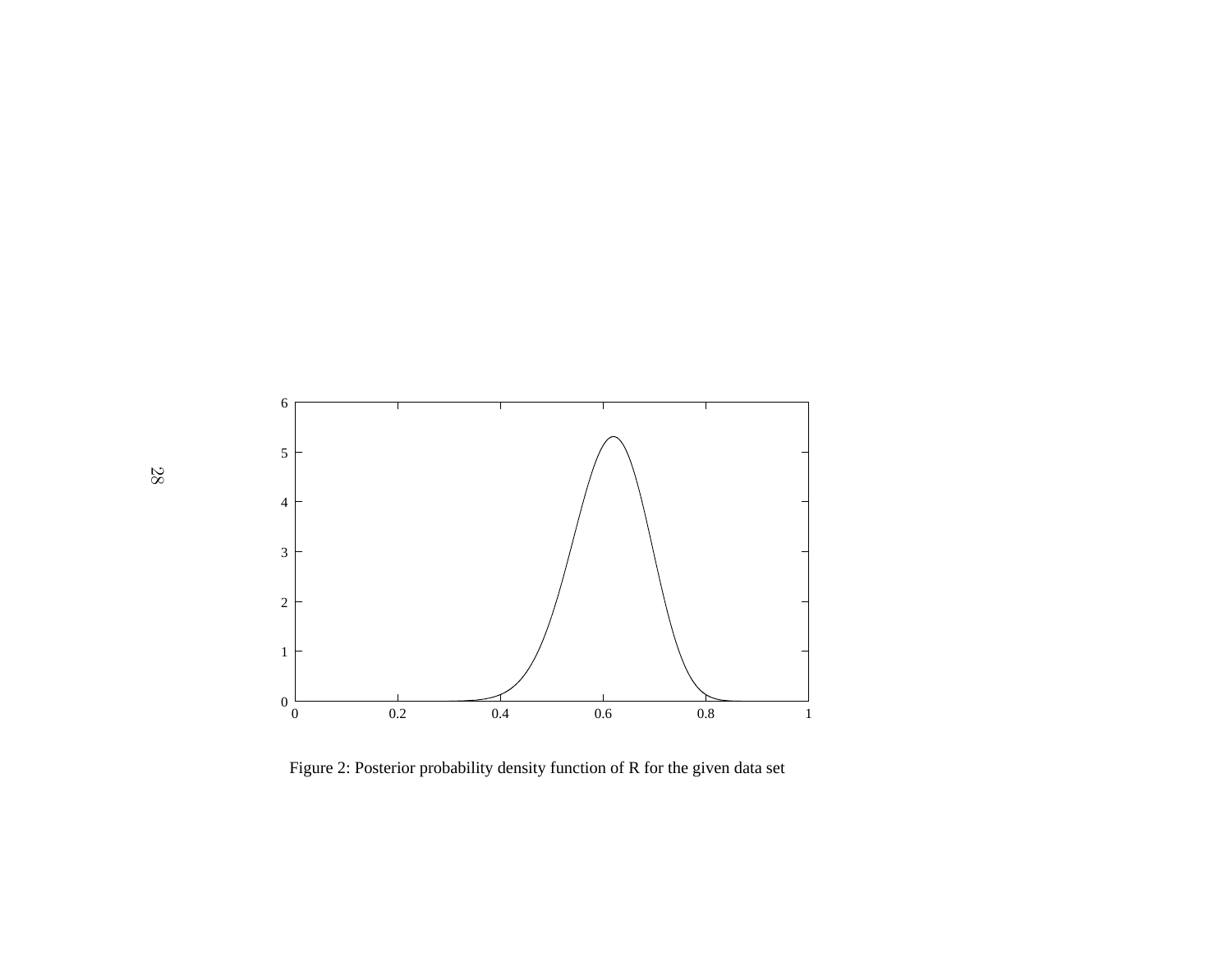6

5

4

3

2

1

0

0 0.2 0.4 0.6 0.8 1

Figure 2: Posterior probability density function of R for the given data set